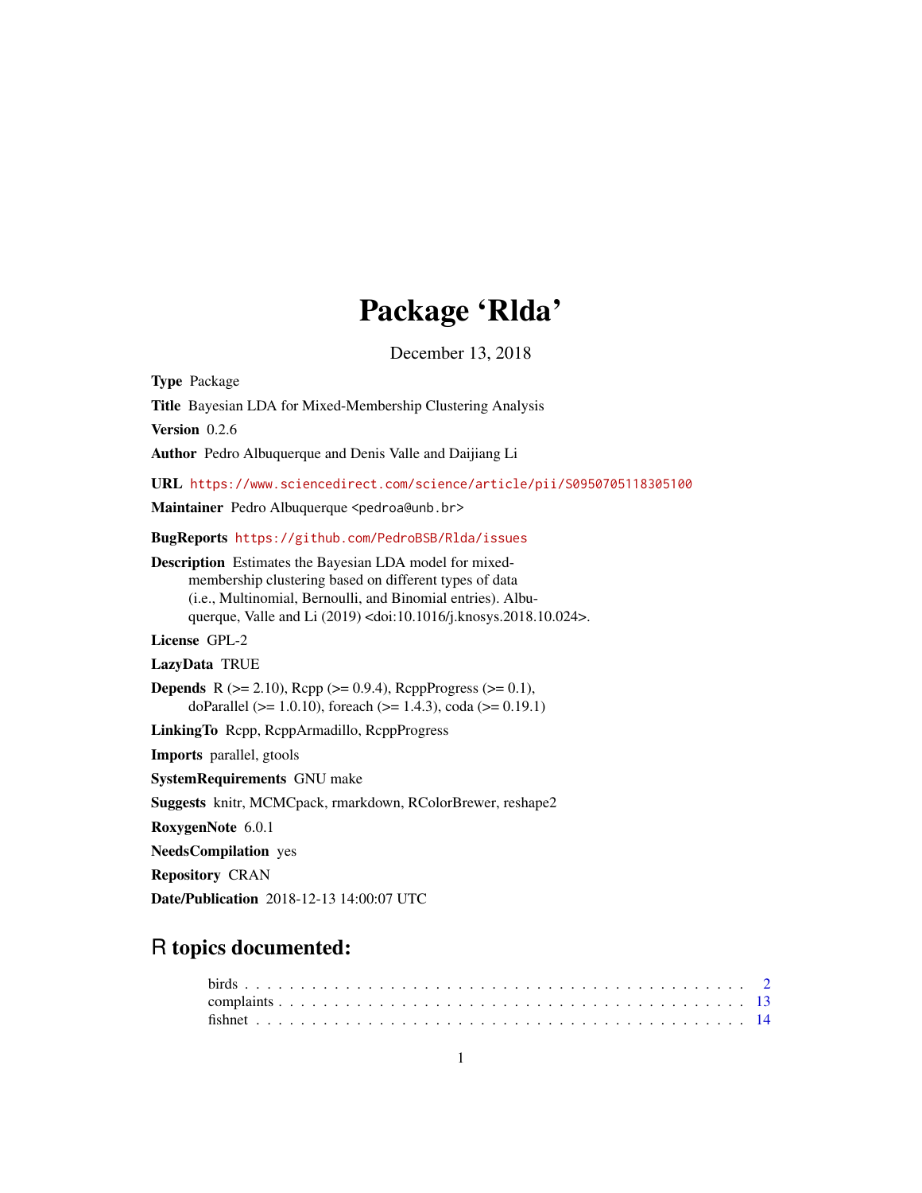# Package 'Rlda'

December 13, 2018

**Type** Package

**Title** Bayesian LDA for Mixed-Membership Clustering Analysis

**Version** 0.2.6

**Author** Pedro Albuquerque and Denis Valle and Daijiang Li

**URL** https://www.sciencedirect.com/science/article/pii/S0950705118305100

**Maintainer** Pedro Albuquerque <pedroa@unb.br>

**BugReports** https://github.com/PedroBSB/Rlda/issues

**Description** Estimates the Bayesian LDA model for mixed-membership clustering based on different types of data (i.e., Multinomial, Bernoulli, and Binomial entries). Albuquerque, Valle and Li (2019) <doi:10.1016/j.knosys.2018.10.024>.

**License** GPL-2

**LazyData** TRUE

**Depends** R (>= 2.10), Rcpp (>= 0.9.4), RcppProgress (>= 0.1), doParallel (>= 1.0.10), foreach (>= 1.4.3), coda (>= 0.19.1)

**LinkingTo** Rcpp, RcppArmadillo, RcppProgress

**Imports** parallel, gtools

**SystemRequirements** GNU make

**Suggests** knitr, MCMCpack, rmarkdown, RColorBrewer, reshape2

**RoxygenNote** 6.0.1

**NeedsCompilation** yes

**Repository** CRAN

**Date/Publication** 2018-12-13 14:00:07 UTC

## R topics documented:

- birds . . . . . . . . . . . . . . . . . . . . . . . . . . . . . . . . . . . . . . . . . . . 2
- complaints . . . . . . . . . . . . . . . . . . . . . . . . . . . . . . . . . . . . . . . . 13
- fishnet . . . . . . . . . . . . . . . . . . . . . . . . . . . . . . . . . . . . . . . . . . 14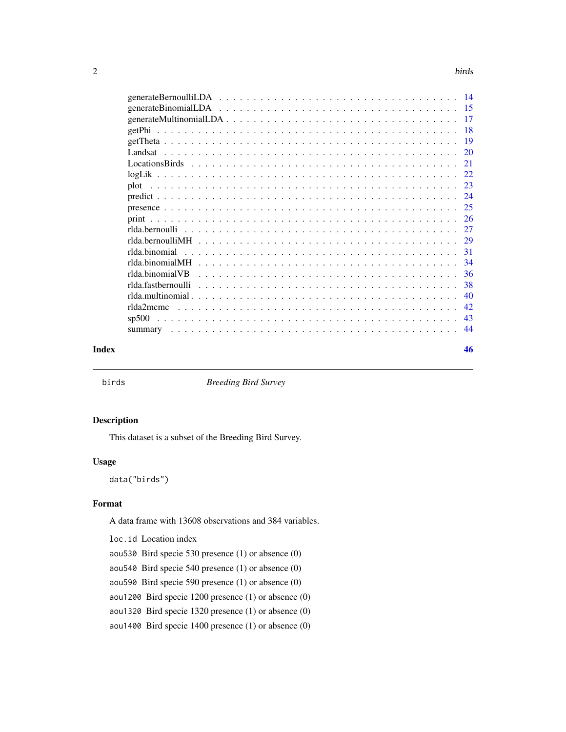generateBernoulliLDA . . . . . . . . . . . . . . . . . . . . . . . . . . . . . . . . . 14
generateBinomialLDA . . . . . . . . . . . . . . . . . . . . . . . . . . . . . . . . . 15
generateMultinomialLDA . . . . . . . . . . . . . . . . . . . . . . . . . . . . . . . . 17
getPhi . . . . . . . . . . . . . . . . . . . . . . . . . . . . . . . . . . . . . . . . 18
getTheta . . . . . . . . . . . . . . . . . . . . . . . . . . . . . . . . . . . . . . . 19
Landsat . . . . . . . . . . . . . . . . . . . . . . . . . . . . . . . . . . . . . . . 20
LocationsBirds . . . . . . . . . . . . . . . . . . . . . . . . . . . . . . . . . . . 21
logLik . . . . . . . . . . . . . . . . . . . . . . . . . . . . . . . . . . . . . . . . 22
plot . . . . . . . . . . . . . . . . . . . . . . . . . . . . . . . . . . . . . . . . . 23
predict . . . . . . . . . . . . . . . . . . . . . . . . . . . . . . . . . . . . . . . 24
presence . . . . . . . . . . . . . . . . . . . . . . . . . . . . . . . . . . . . . . 25
print . . . . . . . . . . . . . . . . . . . . . . . . . . . . . . . . . . . . . . . . 26
rlda.bernoulli . . . . . . . . . . . . . . . . . . . . . . . . . . . . . . . . . . . 27
rlda.bernoulliMH . . . . . . . . . . . . . . . . . . . . . . . . . . . . . . . . . . 29
rlda.binomial . . . . . . . . . . . . . . . . . . . . . . . . . . . . . . . . . . . . 31
rlda.binomialMH . . . . . . . . . . . . . . . . . . . . . . . . . . . . . . . . . . 34
rlda.binomialVB . . . . . . . . . . . . . . . . . . . . . . . . . . . . . . . . . . 36
rlda.fastbernoulli . . . . . . . . . . . . . . . . . . . . . . . . . . . . . . . . . 38
rlda.multinomial . . . . . . . . . . . . . . . . . . . . . . . . . . . . . . . . . . 40
rlda2mcmc . . . . . . . . . . . . . . . . . . . . . . . . . . . . . . . . . . . . . . 42
sp500 . . . . . . . . . . . . . . . . . . . . . . . . . . . . . . . . . . . . . . . . 43
summary . . . . . . . . . . . . . . . . . . . . . . . . . . . . . . . . . . . . . . . 44

**Index** **46**

---

`birds` *Breeding Bird Survey*

---

## Description

This dataset is a subset of the Breeding Bird Survey.

## Usage

```
data("birds")
```

## Format

A data frame with 13608 observations and 384 variables.

`loc.id` Location index

`aou530` Bird specie 530 presence (1) or absence (0)

`aou540` Bird specie 540 presence (1) or absence (0)

`aou590` Bird specie 590 presence (1) or absence (0)

`aou1200` Bird specie 1200 presence (1) or absence (0)

`aou1320` Bird specie 1320 presence (1) or absence (0)

`aou1400` Bird specie 1400 presence (1) or absence (0)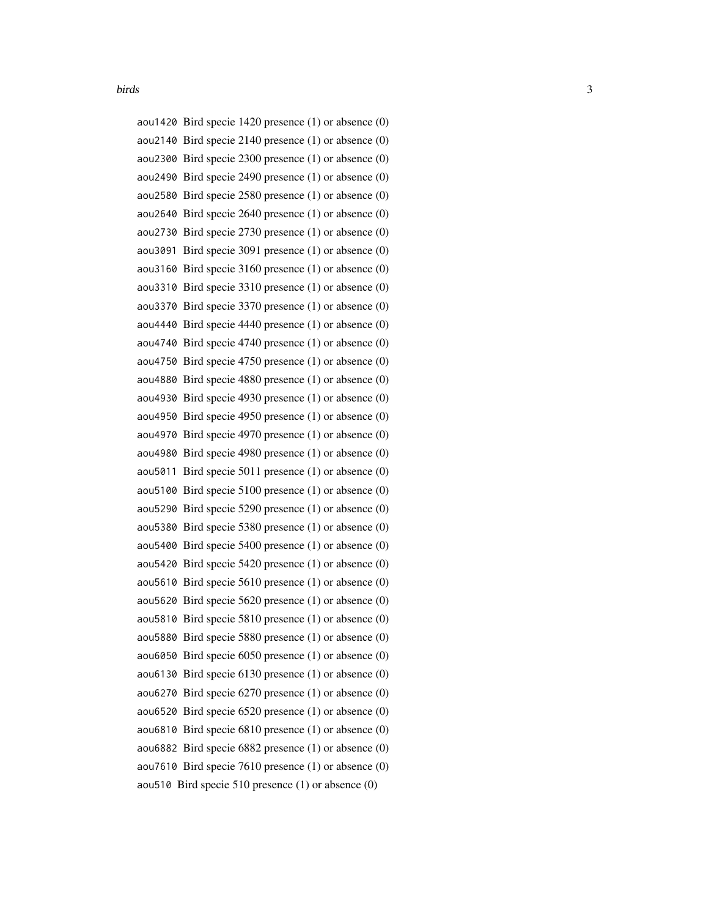`aou1420` Bird specie 1420 presence (1) or absence (0)
`aou2140` Bird specie 2140 presence (1) or absence (0)
`aou2300` Bird specie 2300 presence (1) or absence (0)
`aou2490` Bird specie 2490 presence (1) or absence (0)
`aou2580` Bird specie 2580 presence (1) or absence (0)
`aou2640` Bird specie 2640 presence (1) or absence (0)
`aou2730` Bird specie 2730 presence (1) or absence (0)
`aou3091` Bird specie 3091 presence (1) or absence (0)
`aou3160` Bird specie 3160 presence (1) or absence (0)
`aou3310` Bird specie 3310 presence (1) or absence (0)
`aou3370` Bird specie 3370 presence (1) or absence (0)
`aou4440` Bird specie 4440 presence (1) or absence (0)
`aou4740` Bird specie 4740 presence (1) or absence (0)
`aou4750` Bird specie 4750 presence (1) or absence (0)
`aou4880` Bird specie 4880 presence (1) or absence (0)
`aou4930` Bird specie 4930 presence (1) or absence (0)
`aou4950` Bird specie 4950 presence (1) or absence (0)
`aou4970` Bird specie 4970 presence (1) or absence (0)
`aou4980` Bird specie 4980 presence (1) or absence (0)
`aou5011` Bird specie 5011 presence (1) or absence (0)
`aou5100` Bird specie 5100 presence (1) or absence (0)
`aou5290` Bird specie 5290 presence (1) or absence (0)
`aou5380` Bird specie 5380 presence (1) or absence (0)
`aou5400` Bird specie 5400 presence (1) or absence (0)
`aou5420` Bird specie 5420 presence (1) or absence (0)
`aou5610` Bird specie 5610 presence (1) or absence (0)
`aou5620` Bird specie 5620 presence (1) or absence (0)
`aou5810` Bird specie 5810 presence (1) or absence (0)
`aou5880` Bird specie 5880 presence (1) or absence (0)
`aou6050` Bird specie 6050 presence (1) or absence (0)
`aou6130` Bird specie 6130 presence (1) or absence (0)
`aou6270` Bird specie 6270 presence (1) or absence (0)
`aou6520` Bird specie 6520 presence (1) or absence (0)
`aou6810` Bird specie 6810 presence (1) or absence (0)
`aou6882` Bird specie 6882 presence (1) or absence (0)
`aou7610` Bird specie 7610 presence (1) or absence (0)
`aou510` Bird specie 510 presence (1) or absence (0)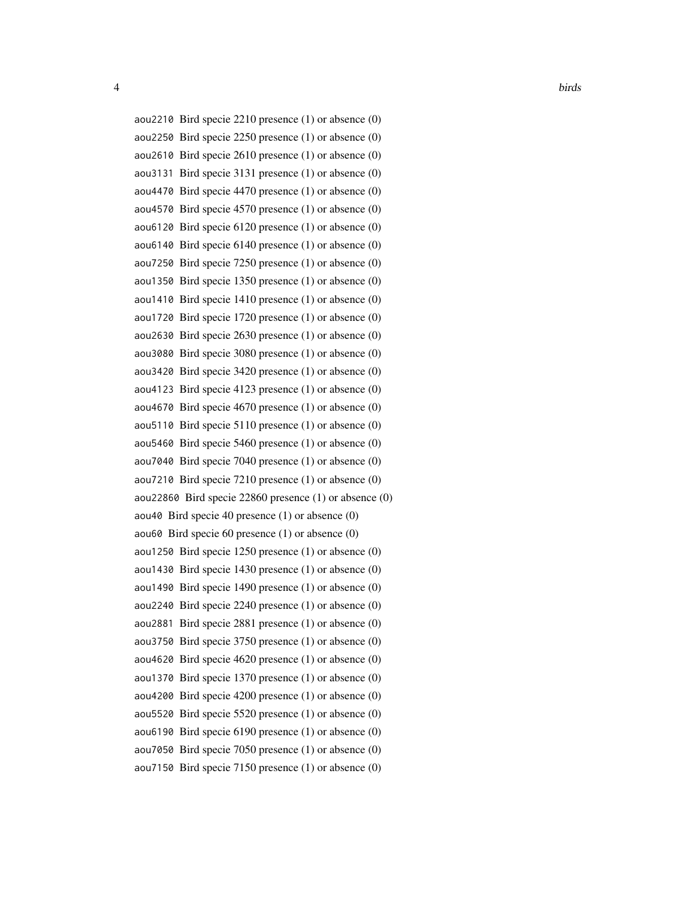`aou2210` Bird specie 2210 presence (1) or absence (0)

`aou2250` Bird specie 2250 presence (1) or absence (0)

`aou2610` Bird specie 2610 presence (1) or absence (0)

`aou3131` Bird specie 3131 presence (1) or absence (0)

`aou4470` Bird specie 4470 presence (1) or absence (0)

`aou4570` Bird specie 4570 presence (1) or absence (0)

`aou6120` Bird specie 6120 presence (1) or absence (0)

`aou6140` Bird specie 6140 presence (1) or absence (0)

`aou7250` Bird specie 7250 presence (1) or absence (0)

`aou1350` Bird specie 1350 presence (1) or absence (0)

`aou1410` Bird specie 1410 presence (1) or absence (0)

`aou1720` Bird specie 1720 presence (1) or absence (0)

`aou2630` Bird specie 2630 presence (1) or absence (0)

`aou3080` Bird specie 3080 presence (1) or absence (0)

`aou3420` Bird specie 3420 presence (1) or absence (0)

`aou4123` Bird specie 4123 presence (1) or absence (0)

`aou4670` Bird specie 4670 presence (1) or absence (0)

`aou5110` Bird specie 5110 presence (1) or absence (0)

`aou5460` Bird specie 5460 presence (1) or absence (0)

`aou7040` Bird specie 7040 presence (1) or absence (0)

`aou7210` Bird specie 7210 presence (1) or absence (0)

`aou22860` Bird specie 22860 presence (1) or absence (0)

`aou40` Bird specie 40 presence (1) or absence (0)

`aou60` Bird specie 60 presence (1) or absence (0)

`aou1250` Bird specie 1250 presence (1) or absence (0)

`aou1430` Bird specie 1430 presence (1) or absence (0)

`aou1490` Bird specie 1490 presence (1) or absence (0)

`aou2240` Bird specie 2240 presence (1) or absence (0)

`aou2881` Bird specie 2881 presence (1) or absence (0)

`aou3750` Bird specie 3750 presence (1) or absence (0)

`aou4620` Bird specie 4620 presence (1) or absence (0)

`aou1370` Bird specie 1370 presence (1) or absence (0)

`aou4200` Bird specie 4200 presence (1) or absence (0)

`aou5520` Bird specie 5520 presence (1) or absence (0)

`aou6190` Bird specie 6190 presence (1) or absence (0)

`aou7050` Bird specie 7050 presence (1) or absence (0)

`aou7150` Bird specie 7150 presence (1) or absence (0)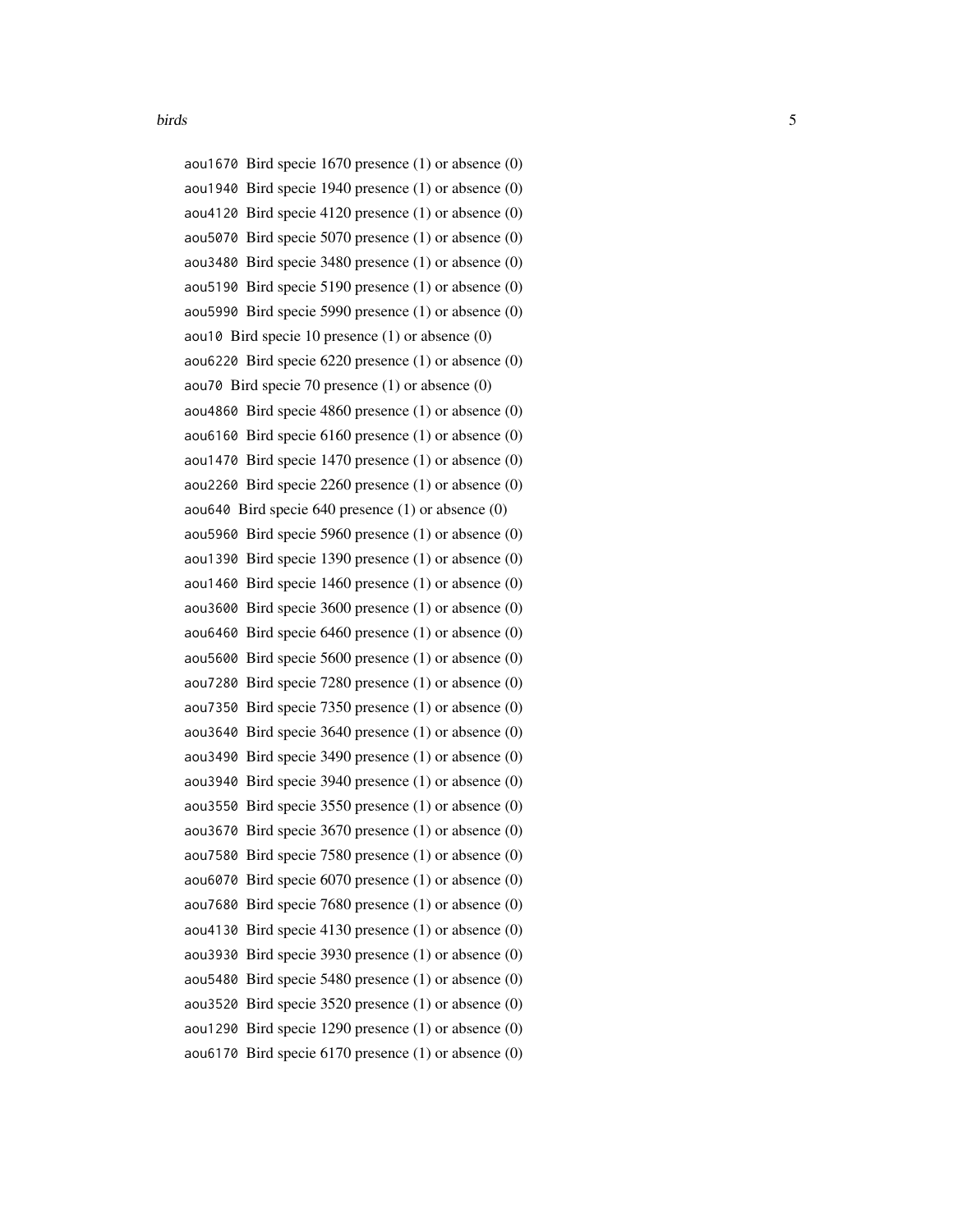`aou1670` Bird specie 1670 presence (1) or absence (0)
`aou1940` Bird specie 1940 presence (1) or absence (0)
`aou4120` Bird specie 4120 presence (1) or absence (0)
`aou5070` Bird specie 5070 presence (1) or absence (0)
`aou3480` Bird specie 3480 presence (1) or absence (0)
`aou5190` Bird specie 5190 presence (1) or absence (0)
`aou5990` Bird specie 5990 presence (1) or absence (0)
`aou10` Bird specie 10 presence (1) or absence (0)
`aou6220` Bird specie 6220 presence (1) or absence (0)
`aou70` Bird specie 70 presence (1) or absence (0)
`aou4860` Bird specie 4860 presence (1) or absence (0)
`aou6160` Bird specie 6160 presence (1) or absence (0)
`aou1470` Bird specie 1470 presence (1) or absence (0)
`aou2260` Bird specie 2260 presence (1) or absence (0)
`aou640` Bird specie 640 presence (1) or absence (0)
`aou5960` Bird specie 5960 presence (1) or absence (0)
`aou1390` Bird specie 1390 presence (1) or absence (0)
`aou1460` Bird specie 1460 presence (1) or absence (0)
`aou3600` Bird specie 3600 presence (1) or absence (0)
`aou6460` Bird specie 6460 presence (1) or absence (0)
`aou5600` Bird specie 5600 presence (1) or absence (0)
`aou7280` Bird specie 7280 presence (1) or absence (0)
`aou7350` Bird specie 7350 presence (1) or absence (0)
`aou3640` Bird specie 3640 presence (1) or absence (0)
`aou3490` Bird specie 3490 presence (1) or absence (0)
`aou3940` Bird specie 3940 presence (1) or absence (0)
`aou3550` Bird specie 3550 presence (1) or absence (0)
`aou3670` Bird specie 3670 presence (1) or absence (0)
`aou7580` Bird specie 7580 presence (1) or absence (0)
`aou6070` Bird specie 6070 presence (1) or absence (0)
`aou7680` Bird specie 7680 presence (1) or absence (0)
`aou4130` Bird specie 4130 presence (1) or absence (0)
`aou3930` Bird specie 3930 presence (1) or absence (0)
`aou5480` Bird specie 5480 presence (1) or absence (0)
`aou3520` Bird specie 3520 presence (1) or absence (0)
`aou1290` Bird specie 1290 presence (1) or absence (0)
`aou6170` Bird specie 6170 presence (1) or absence (0)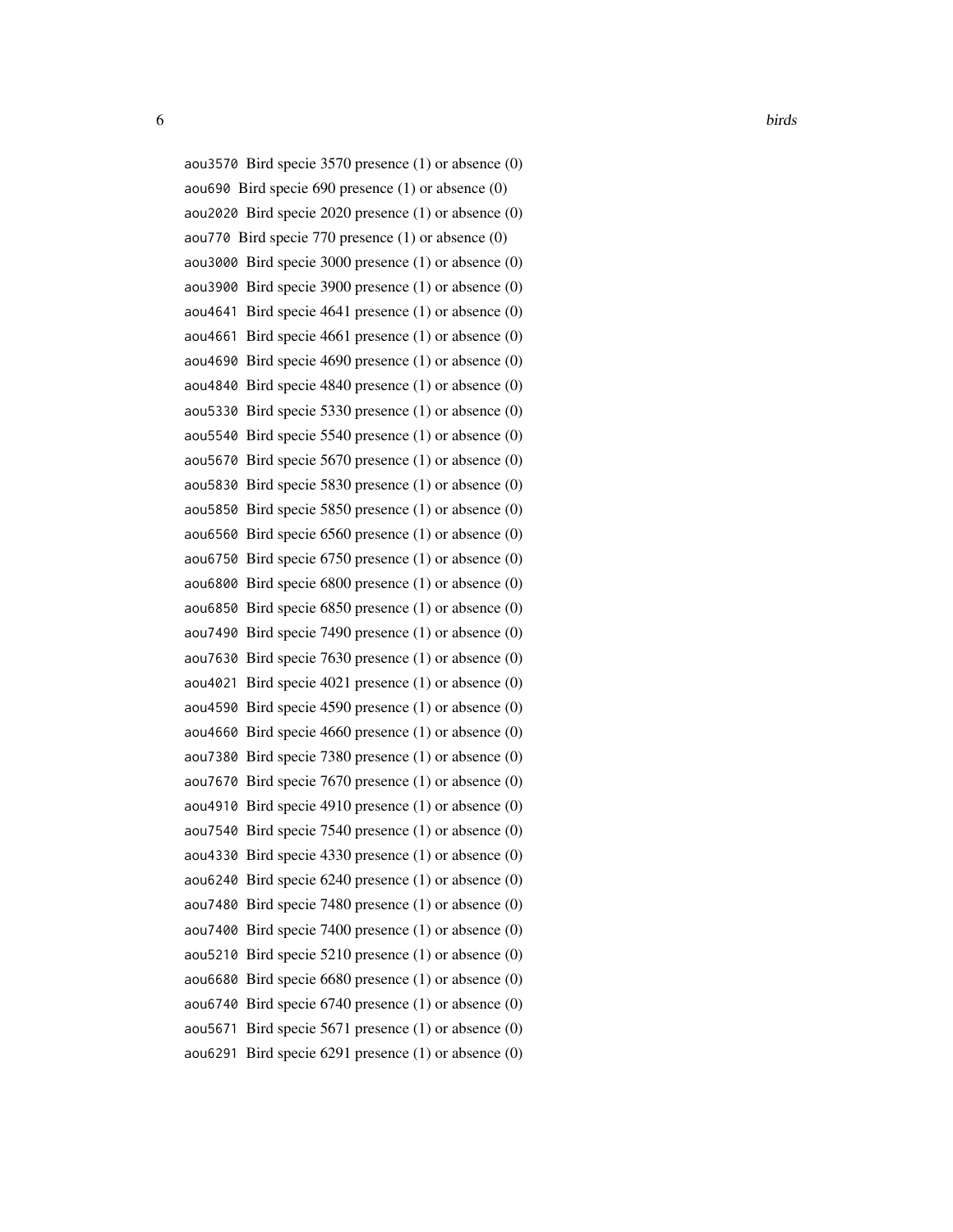`aou3570` Bird specie 3570 presence (1) or absence (0)

`aou690` Bird specie 690 presence (1) or absence (0)

`aou2020` Bird specie 2020 presence (1) or absence (0)

`aou770` Bird specie 770 presence (1) or absence (0)

`aou3000` Bird specie 3000 presence (1) or absence (0)

`aou3900` Bird specie 3900 presence (1) or absence (0)

`aou4641` Bird specie 4641 presence (1) or absence (0)

`aou4661` Bird specie 4661 presence (1) or absence (0)

`aou4690` Bird specie 4690 presence (1) or absence (0)

`aou4840` Bird specie 4840 presence (1) or absence (0)

`aou5330` Bird specie 5330 presence (1) or absence (0)

`aou5540` Bird specie 5540 presence (1) or absence (0)

`aou5670` Bird specie 5670 presence (1) or absence (0)

`aou5830` Bird specie 5830 presence (1) or absence (0)

`aou5850` Bird specie 5850 presence (1) or absence (0)

`aou6560` Bird specie 6560 presence (1) or absence (0)

`aou6750` Bird specie 6750 presence (1) or absence (0)

`aou6800` Bird specie 6800 presence (1) or absence (0)

`aou6850` Bird specie 6850 presence (1) or absence (0)

`aou7490` Bird specie 7490 presence (1) or absence (0)

`aou7630` Bird specie 7630 presence (1) or absence (0)

`aou4021` Bird specie 4021 presence (1) or absence (0)

`aou4590` Bird specie 4590 presence (1) or absence (0)

`aou4660` Bird specie 4660 presence (1) or absence (0)

`aou7380` Bird specie 7380 presence (1) or absence (0)

`aou7670` Bird specie 7670 presence (1) or absence (0)

`aou4910` Bird specie 4910 presence (1) or absence (0)

`aou7540` Bird specie 7540 presence (1) or absence (0)

`aou4330` Bird specie 4330 presence (1) or absence (0)

`aou6240` Bird specie 6240 presence (1) or absence (0)

`aou7480` Bird specie 7480 presence (1) or absence (0)

`aou7400` Bird specie 7400 presence (1) or absence (0)

`aou5210` Bird specie 5210 presence (1) or absence (0)

`aou6680` Bird specie 6680 presence (1) or absence (0)

`aou6740` Bird specie 6740 presence (1) or absence (0)

`aou5671` Bird specie 5671 presence (1) or absence (0)

`aou6291` Bird specie 6291 presence (1) or absence (0)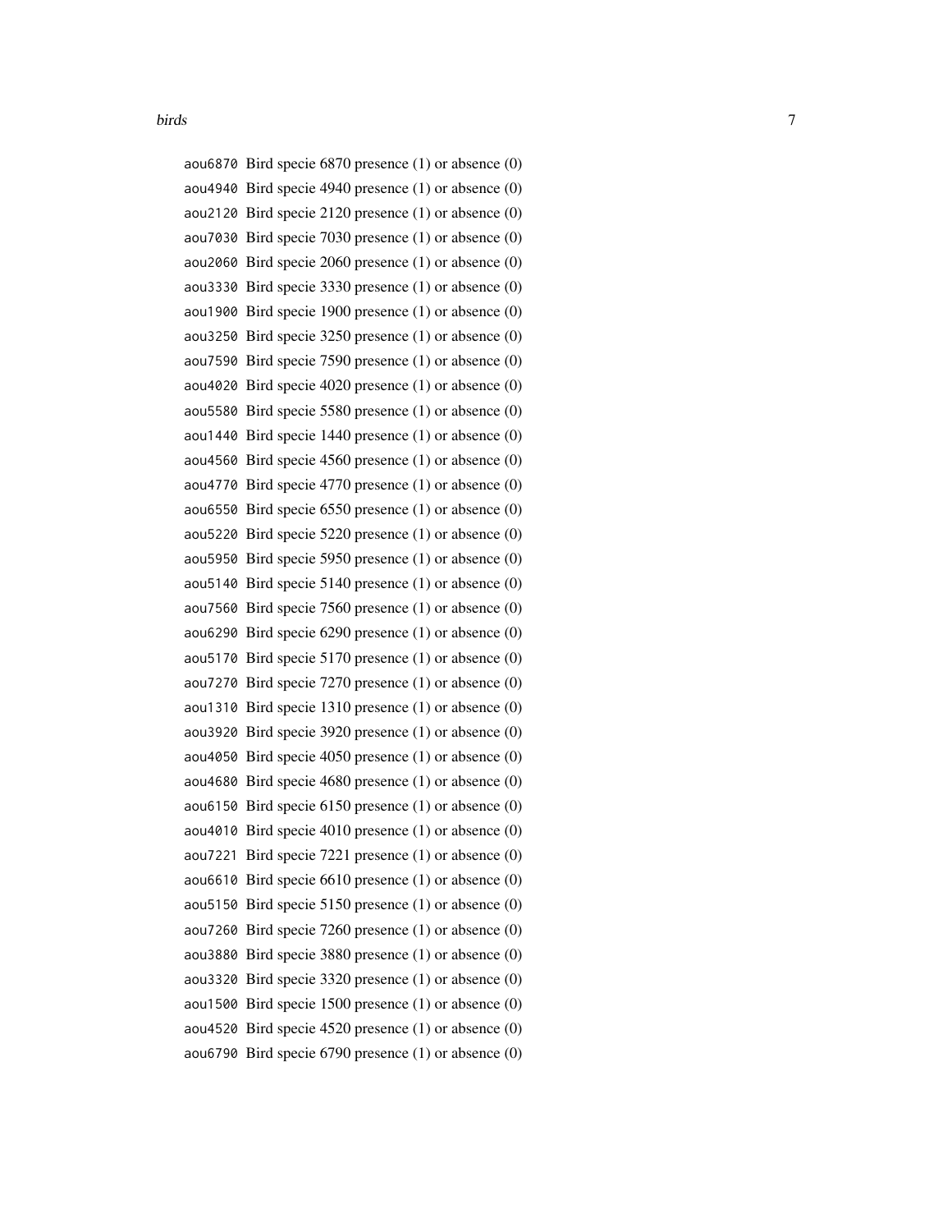`aou6870` Bird specie 6870 presence (1) or absence (0)
`aou4940` Bird specie 4940 presence (1) or absence (0)
`aou2120` Bird specie 2120 presence (1) or absence (0)
`aou7030` Bird specie 7030 presence (1) or absence (0)
`aou2060` Bird specie 2060 presence (1) or absence (0)
`aou3330` Bird specie 3330 presence (1) or absence (0)
`aou1900` Bird specie 1900 presence (1) or absence (0)
`aou3250` Bird specie 3250 presence (1) or absence (0)
`aou7590` Bird specie 7590 presence (1) or absence (0)
`aou4020` Bird specie 4020 presence (1) or absence (0)
`aou5580` Bird specie 5580 presence (1) or absence (0)
`aou1440` Bird specie 1440 presence (1) or absence (0)
`aou4560` Bird specie 4560 presence (1) or absence (0)
`aou4770` Bird specie 4770 presence (1) or absence (0)
`aou6550` Bird specie 6550 presence (1) or absence (0)
`aou5220` Bird specie 5220 presence (1) or absence (0)
`aou5950` Bird specie 5950 presence (1) or absence (0)
`aou5140` Bird specie 5140 presence (1) or absence (0)
`aou7560` Bird specie 7560 presence (1) or absence (0)
`aou6290` Bird specie 6290 presence (1) or absence (0)
`aou5170` Bird specie 5170 presence (1) or absence (0)
`aou7270` Bird specie 7270 presence (1) or absence (0)
`aou1310` Bird specie 1310 presence (1) or absence (0)
`aou3920` Bird specie 3920 presence (1) or absence (0)
`aou4050` Bird specie 4050 presence (1) or absence (0)
`aou4680` Bird specie 4680 presence (1) or absence (0)
`aou6150` Bird specie 6150 presence (1) or absence (0)
`aou4010` Bird specie 4010 presence (1) or absence (0)
`aou7221` Bird specie 7221 presence (1) or absence (0)
`aou6610` Bird specie 6610 presence (1) or absence (0)
`aou5150` Bird specie 5150 presence (1) or absence (0)
`aou7260` Bird specie 7260 presence (1) or absence (0)
`aou3880` Bird specie 3880 presence (1) or absence (0)
`aou3320` Bird specie 3320 presence (1) or absence (0)
`aou1500` Bird specie 1500 presence (1) or absence (0)
`aou4520` Bird specie 4520 presence (1) or absence (0)
`aou6790` Bird specie 6790 presence (1) or absence (0)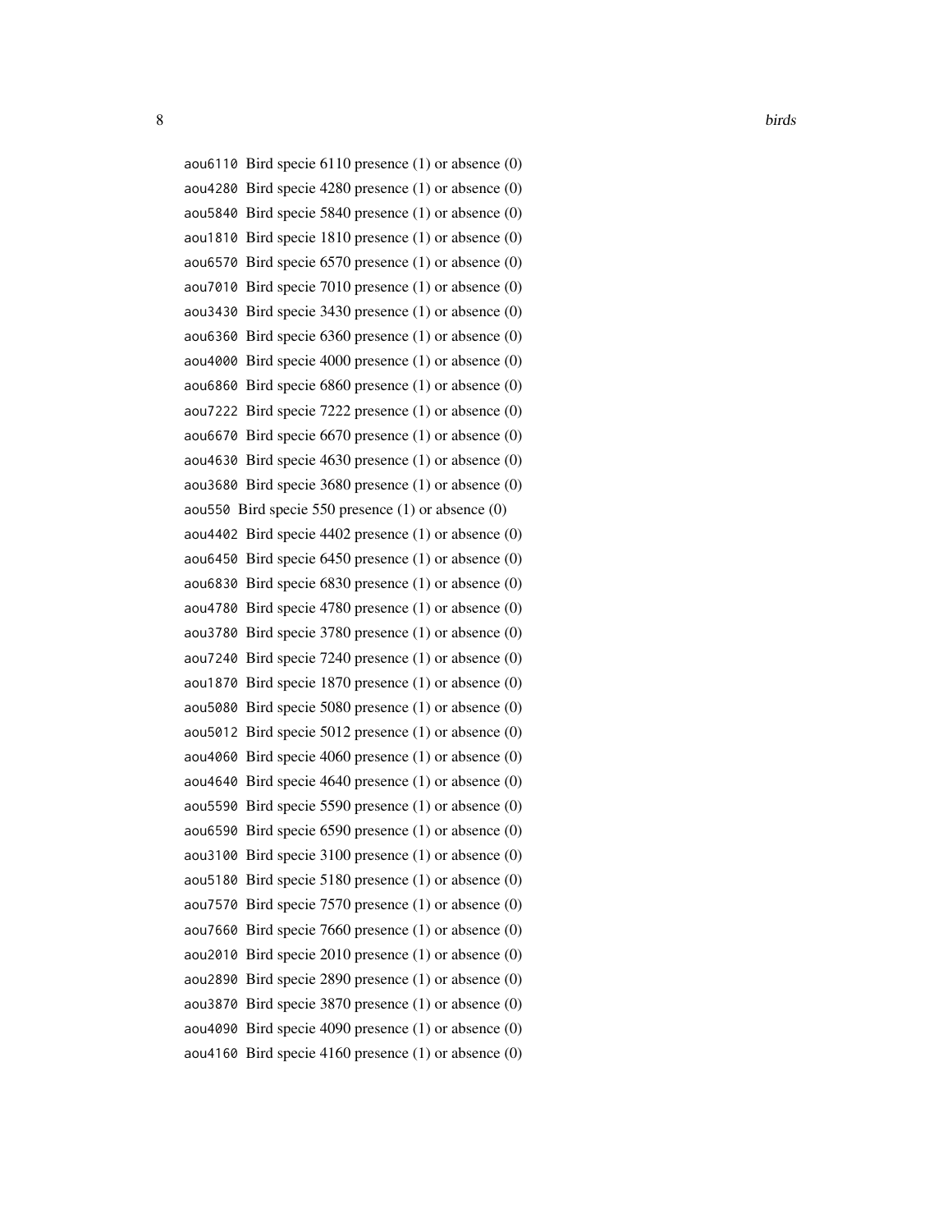`aou6110` Bird specie 6110 presence (1) or absence (0)

`aou4280` Bird specie 4280 presence (1) or absence (0)

`aou5840` Bird specie 5840 presence (1) or absence (0)

`aou1810` Bird specie 1810 presence (1) or absence (0)

`aou6570` Bird specie 6570 presence (1) or absence (0)

`aou7010` Bird specie 7010 presence (1) or absence (0)

`aou3430` Bird specie 3430 presence (1) or absence (0)

`aou6360` Bird specie 6360 presence (1) or absence (0)

`aou4000` Bird specie 4000 presence (1) or absence (0)

`aou6860` Bird specie 6860 presence (1) or absence (0)

`aou7222` Bird specie 7222 presence (1) or absence (0)

`aou6670` Bird specie 6670 presence (1) or absence (0)

`aou4630` Bird specie 4630 presence (1) or absence (0)

`aou3680` Bird specie 3680 presence (1) or absence (0)

`aou550` Bird specie 550 presence (1) or absence (0)

`aou4402` Bird specie 4402 presence (1) or absence (0)

`aou6450` Bird specie 6450 presence (1) or absence (0)

`aou6830` Bird specie 6830 presence (1) or absence (0)

`aou4780` Bird specie 4780 presence (1) or absence (0)

`aou3780` Bird specie 3780 presence (1) or absence (0)

`aou7240` Bird specie 7240 presence (1) or absence (0)

`aou1870` Bird specie 1870 presence (1) or absence (0)

`aou5080` Bird specie 5080 presence (1) or absence (0)

`aou5012` Bird specie 5012 presence (1) or absence (0)

`aou4060` Bird specie 4060 presence (1) or absence (0)

`aou4640` Bird specie 4640 presence (1) or absence (0)

`aou5590` Bird specie 5590 presence (1) or absence (0)

`aou6590` Bird specie 6590 presence (1) or absence (0)

`aou3100` Bird specie 3100 presence (1) or absence (0)

`aou5180` Bird specie 5180 presence (1) or absence (0)

`aou7570` Bird specie 7570 presence (1) or absence (0)

`aou7660` Bird specie 7660 presence (1) or absence (0)

`aou2010` Bird specie 2010 presence (1) or absence (0)

`aou2890` Bird specie 2890 presence (1) or absence (0)

`aou3870` Bird specie 3870 presence (1) or absence (0)

`aou4090` Bird specie 4090 presence (1) or absence (0)

`aou4160` Bird specie 4160 presence (1) or absence (0)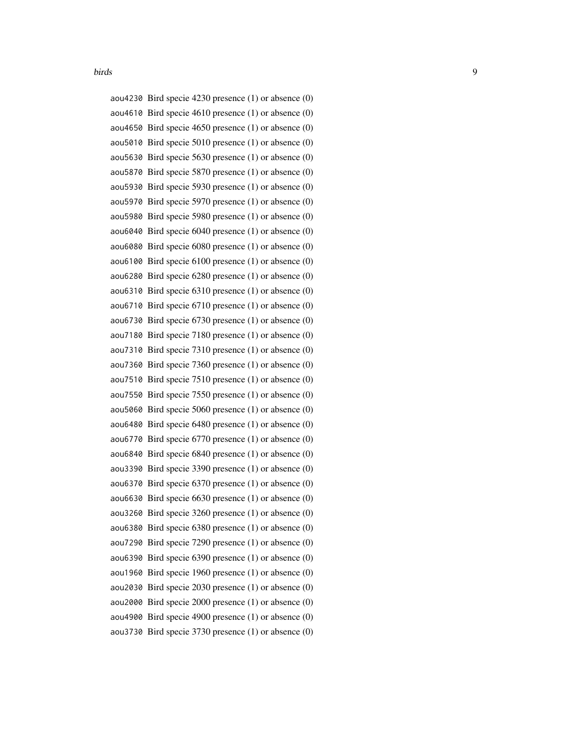`aou4230` Bird specie 4230 presence (1) or absence (0)

`aou4610` Bird specie 4610 presence (1) or absence (0)

`aou4650` Bird specie 4650 presence (1) or absence (0)

`aou5010` Bird specie 5010 presence (1) or absence (0)

`aou5630` Bird specie 5630 presence (1) or absence (0)

`aou5870` Bird specie 5870 presence (1) or absence (0)

`aou5930` Bird specie 5930 presence (1) or absence (0)

`aou5970` Bird specie 5970 presence (1) or absence (0)

`aou5980` Bird specie 5980 presence (1) or absence (0)

`aou6040` Bird specie 6040 presence (1) or absence (0)

`aou6080` Bird specie 6080 presence (1) or absence (0)

`aou6100` Bird specie 6100 presence (1) or absence (0)

`aou6280` Bird specie 6280 presence (1) or absence (0)

`aou6310` Bird specie 6310 presence (1) or absence (0)

`aou6710` Bird specie 6710 presence (1) or absence (0)

`aou6730` Bird specie 6730 presence (1) or absence (0)

`aou7180` Bird specie 7180 presence (1) or absence (0)

`aou7310` Bird specie 7310 presence (1) or absence (0)

`aou7360` Bird specie 7360 presence (1) or absence (0)

`aou7510` Bird specie 7510 presence (1) or absence (0)

`aou7550` Bird specie 7550 presence (1) or absence (0)

`aou5060` Bird specie 5060 presence (1) or absence (0)

`aou6480` Bird specie 6480 presence (1) or absence (0)

`aou6770` Bird specie 6770 presence (1) or absence (0)

`aou6840` Bird specie 6840 presence (1) or absence (0)

`aou3390` Bird specie 3390 presence (1) or absence (0)

`aou6370` Bird specie 6370 presence (1) or absence (0)

`aou6630` Bird specie 6630 presence (1) or absence (0)

`aou3260` Bird specie 3260 presence (1) or absence (0)

`aou6380` Bird specie 6380 presence (1) or absence (0)

`aou7290` Bird specie 7290 presence (1) or absence (0)

`aou6390` Bird specie 6390 presence (1) or absence (0)

`aou1960` Bird specie 1960 presence (1) or absence (0)

`aou2030` Bird specie 2030 presence (1) or absence (0)

`aou2000` Bird specie 2000 presence (1) or absence (0)

`aou4900` Bird specie 4900 presence (1) or absence (0)

`aou3730` Bird specie 3730 presence (1) or absence (0)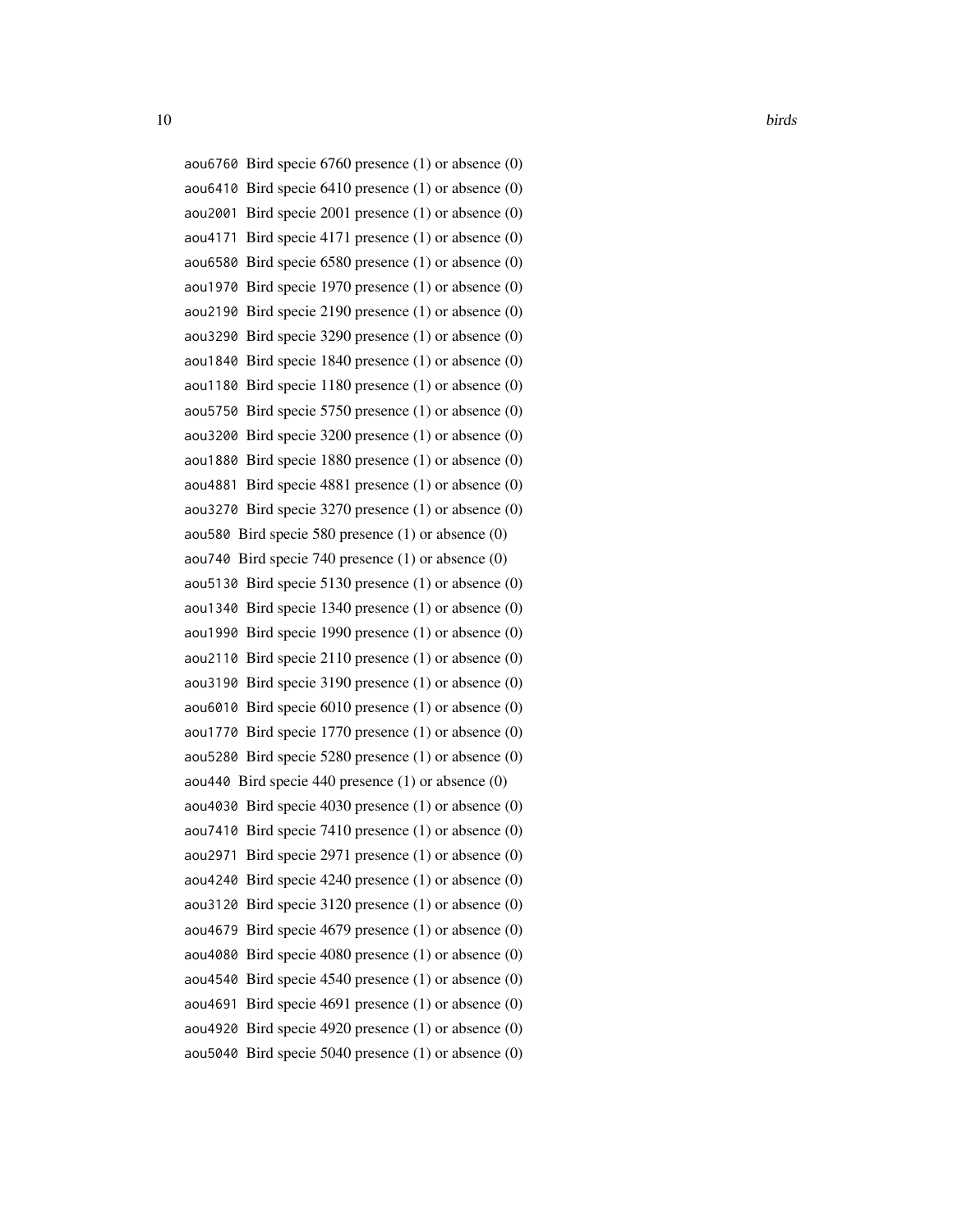`aou6760` Bird specie 6760 presence (1) or absence (0)
`aou6410` Bird specie 6410 presence (1) or absence (0)
`aou2001` Bird specie 2001 presence (1) or absence (0)
`aou4171` Bird specie 4171 presence (1) or absence (0)
`aou6580` Bird specie 6580 presence (1) or absence (0)
`aou1970` Bird specie 1970 presence (1) or absence (0)
`aou2190` Bird specie 2190 presence (1) or absence (0)
`aou3290` Bird specie 3290 presence (1) or absence (0)
`aou1840` Bird specie 1840 presence (1) or absence (0)
`aou1180` Bird specie 1180 presence (1) or absence (0)
`aou5750` Bird specie 5750 presence (1) or absence (0)
`aou3200` Bird specie 3200 presence (1) or absence (0)
`aou1880` Bird specie 1880 presence (1) or absence (0)
`aou4881` Bird specie 4881 presence (1) or absence (0)
`aou3270` Bird specie 3270 presence (1) or absence (0)
`aou580` Bird specie 580 presence (1) or absence (0)
`aou740` Bird specie 740 presence (1) or absence (0)
`aou5130` Bird specie 5130 presence (1) or absence (0)
`aou1340` Bird specie 1340 presence (1) or absence (0)
`aou1990` Bird specie 1990 presence (1) or absence (0)
`aou2110` Bird specie 2110 presence (1) or absence (0)
`aou3190` Bird specie 3190 presence (1) or absence (0)
`aou6010` Bird specie 6010 presence (1) or absence (0)
`aou1770` Bird specie 1770 presence (1) or absence (0)
`aou5280` Bird specie 5280 presence (1) or absence (0)
`aou440` Bird specie 440 presence (1) or absence (0)
`aou4030` Bird specie 4030 presence (1) or absence (0)
`aou7410` Bird specie 7410 presence (1) or absence (0)
`aou2971` Bird specie 2971 presence (1) or absence (0)
`aou4240` Bird specie 4240 presence (1) or absence (0)
`aou3120` Bird specie 3120 presence (1) or absence (0)
`aou4679` Bird specie 4679 presence (1) or absence (0)
`aou4080` Bird specie 4080 presence (1) or absence (0)
`aou4540` Bird specie 4540 presence (1) or absence (0)
`aou4691` Bird specie 4691 presence (1) or absence (0)
`aou4920` Bird specie 4920 presence (1) or absence (0)
`aou5040` Bird specie 5040 presence (1) or absence (0)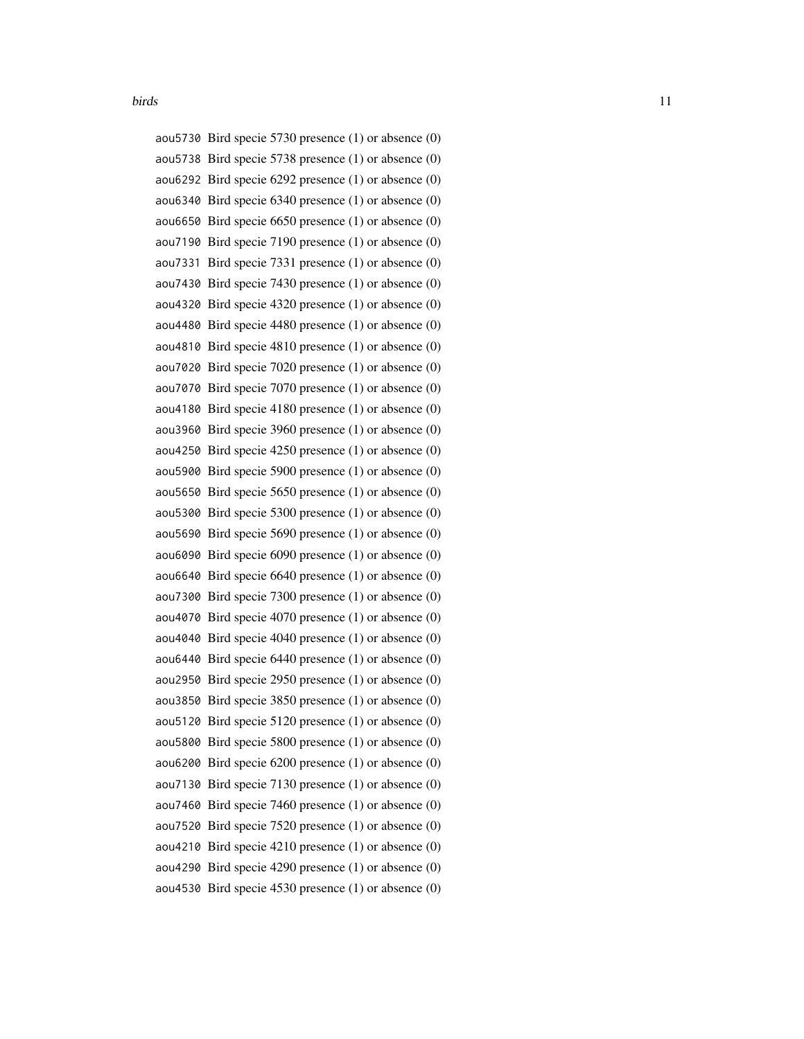aou5730 Bird specie 5730 presence (1) or absence (0)
aou5738 Bird specie 5738 presence (1) or absence (0)
aou6292 Bird specie 6292 presence (1) or absence (0)
aou6340 Bird specie 6340 presence (1) or absence (0)
aou6650 Bird specie 6650 presence (1) or absence (0)
aou7190 Bird specie 7190 presence (1) or absence (0)
aou7331 Bird specie 7331 presence (1) or absence (0)
aou7430 Bird specie 7430 presence (1) or absence (0)
aou4320 Bird specie 4320 presence (1) or absence (0)
aou4480 Bird specie 4480 presence (1) or absence (0)
aou4810 Bird specie 4810 presence (1) or absence (0)
aou7020 Bird specie 7020 presence (1) or absence (0)
aou7070 Bird specie 7070 presence (1) or absence (0)
aou4180 Bird specie 4180 presence (1) or absence (0)
aou3960 Bird specie 3960 presence (1) or absence (0)
aou4250 Bird specie 4250 presence (1) or absence (0)
aou5900 Bird specie 5900 presence (1) or absence (0)
aou5650 Bird specie 5650 presence (1) or absence (0)
aou5300 Bird specie 5300 presence (1) or absence (0)
aou5690 Bird specie 5690 presence (1) or absence (0)
aou6090 Bird specie 6090 presence (1) or absence (0)
aou6640 Bird specie 6640 presence (1) or absence (0)
aou7300 Bird specie 7300 presence (1) or absence (0)
aou4070 Bird specie 4070 presence (1) or absence (0)
aou4040 Bird specie 4040 presence (1) or absence (0)
aou6440 Bird specie 6440 presence (1) or absence (0)
aou2950 Bird specie 2950 presence (1) or absence (0)
aou3850 Bird specie 3850 presence (1) or absence (0)
aou5120 Bird specie 5120 presence (1) or absence (0)
aou5800 Bird specie 5800 presence (1) or absence (0)
aou6200 Bird specie 6200 presence (1) or absence (0)
aou7130 Bird specie 7130 presence (1) or absence (0)
aou7460 Bird specie 7460 presence (1) or absence (0)
aou7520 Bird specie 7520 presence (1) or absence (0)
aou4210 Bird specie 4210 presence (1) or absence (0)
aou4290 Bird specie 4290 presence (1) or absence (0)
aou4530 Bird specie 4530 presence (1) or absence (0)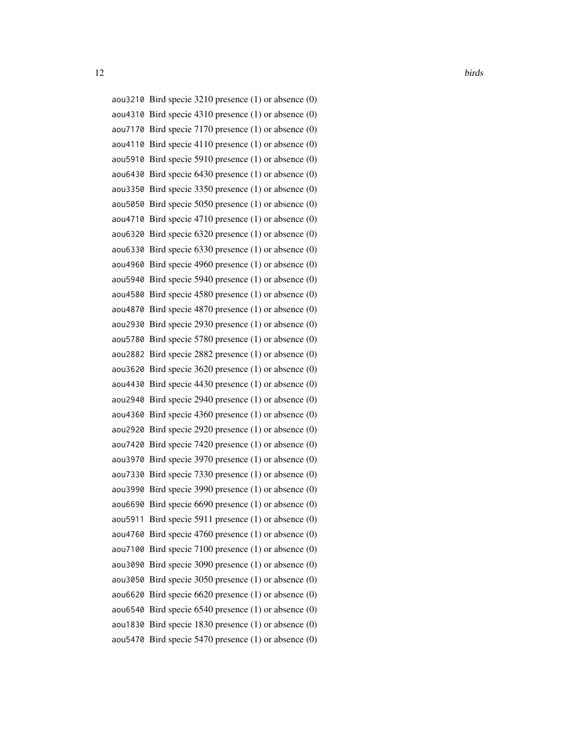`aou3210` Bird specie 3210 presence (1) or absence (0)
`aou4310` Bird specie 4310 presence (1) or absence (0)
`aou7170` Bird specie 7170 presence (1) or absence (0)
`aou4110` Bird specie 4110 presence (1) or absence (0)
`aou5910` Bird specie 5910 presence (1) or absence (0)
`aou6430` Bird specie 6430 presence (1) or absence (0)
`aou3350` Bird specie 3350 presence (1) or absence (0)
`aou5050` Bird specie 5050 presence (1) or absence (0)
`aou4710` Bird specie 4710 presence (1) or absence (0)
`aou6320` Bird specie 6320 presence (1) or absence (0)
`aou6330` Bird specie 6330 presence (1) or absence (0)
`aou4960` Bird specie 4960 presence (1) or absence (0)
`aou5940` Bird specie 5940 presence (1) or absence (0)
`aou4580` Bird specie 4580 presence (1) or absence (0)
`aou4870` Bird specie 4870 presence (1) or absence (0)
`aou2930` Bird specie 2930 presence (1) or absence (0)
`aou5780` Bird specie 5780 presence (1) or absence (0)
`aou2882` Bird specie 2882 presence (1) or absence (0)
`aou3620` Bird specie 3620 presence (1) or absence (0)
`aou4430` Bird specie 4430 presence (1) or absence (0)
`aou2940` Bird specie 2940 presence (1) or absence (0)
`aou4360` Bird specie 4360 presence (1) or absence (0)
`aou2920` Bird specie 2920 presence (1) or absence (0)
`aou7420` Bird specie 7420 presence (1) or absence (0)
`aou3970` Bird specie 3970 presence (1) or absence (0)
`aou7330` Bird specie 7330 presence (1) or absence (0)
`aou3990` Bird specie 3990 presence (1) or absence (0)
`aou6690` Bird specie 6690 presence (1) or absence (0)
`aou5911` Bird specie 5911 presence (1) or absence (0)
`aou4760` Bird specie 4760 presence (1) or absence (0)
`aou7100` Bird specie 7100 presence (1) or absence (0)
`aou3090` Bird specie 3090 presence (1) or absence (0)
`aou3050` Bird specie 3050 presence (1) or absence (0)
`aou6620` Bird specie 6620 presence (1) or absence (0)
`aou6540` Bird specie 6540 presence (1) or absence (0)
`aou1830` Bird specie 1830 presence (1) or absence (0)
`aou5470` Bird specie 5470 presence (1) or absence (0)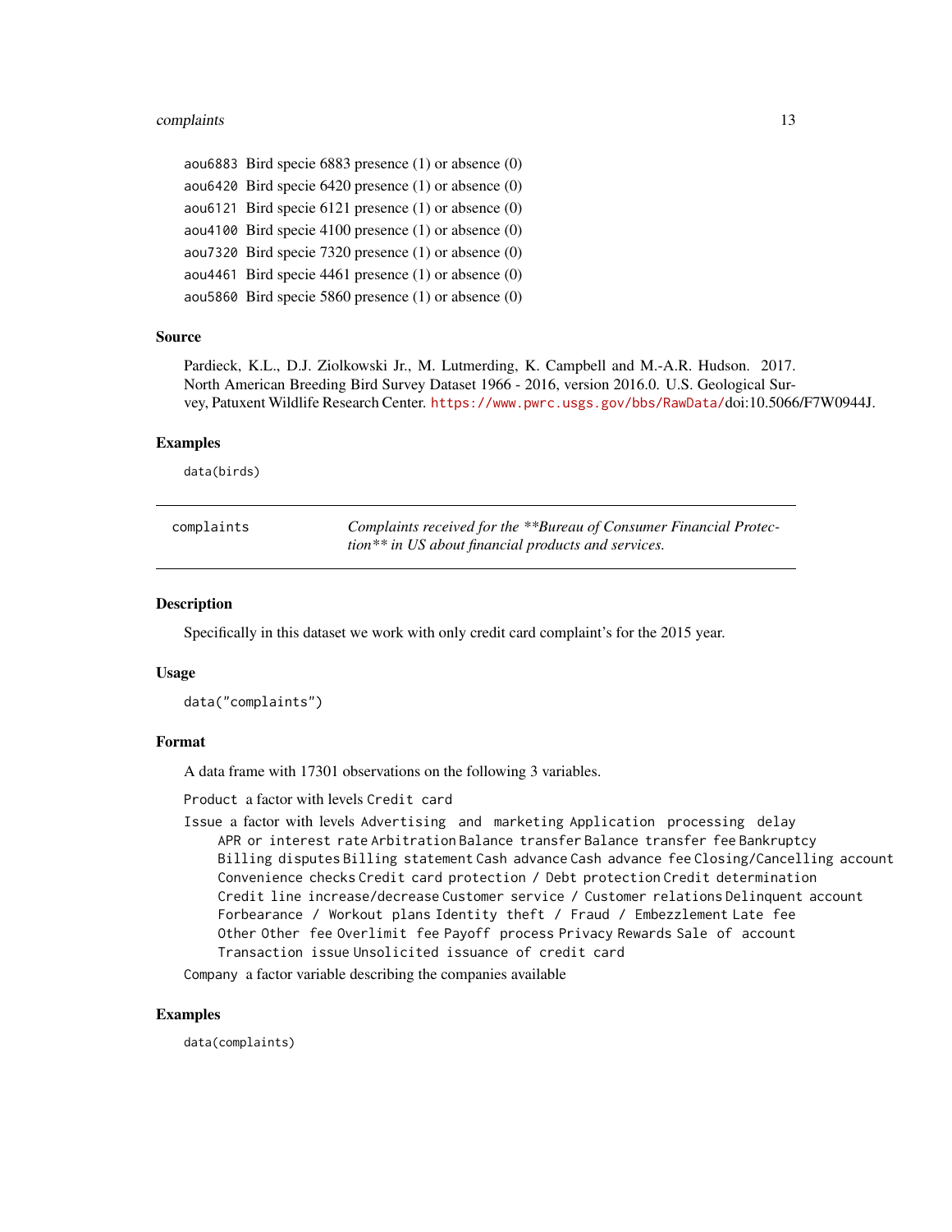aou6883 Bird specie 6883 presence (1) or absence (0)

aou6420 Bird specie 6420 presence (1) or absence (0)

aou6121 Bird specie 6121 presence (1) or absence (0)

aou4100 Bird specie 4100 presence (1) or absence (0)

aou7320 Bird specie 7320 presence (1) or absence (0)

aou4461 Bird specie 4461 presence (1) or absence (0)

aou5860 Bird specie 5860 presence (1) or absence (0)

### Source

Pardieck, K.L., D.J. Ziolkowski Jr., M. Lutmerding, K. Campbell and M.-A.R. Hudson. 2017. North American Breeding Bird Survey Dataset 1966 - 2016, version 2016.0. U.S. Geological Survey, Patuxent Wildlife Research Center. https://www.pwrc.usgs.gov/bbs/RawData/doi:10.5066/F7W0944J.

### Examples

```
data(birds)
```

---

## complaints — *Complaints received for the **Bureau of Consumer Financial Protection** in US about financial products and services.*

---

### Description

Specifically in this dataset we work with only credit card complaint's for the 2015 year.

### Usage

```
data("complaints")
```

### Format

A data frame with 17301 observations on the following 3 variables.

`Product` a factor with levels `Credit card`

`Issue` a factor with levels `Advertising and marketing` `Application processing delay` `APR or interest rate` `Arbitration` `Balance transfer` `Balance transfer fee` `Bankruptcy` `Billing disputes` `Billing statement` `Cash advance` `Cash advance fee` `Closing/Cancelling account` `Convenience checks` `Credit card protection / Debt protection` `Credit determination` `Credit line increase/decrease` `Customer service / Customer relations` `Delinquent account` `Forbearance / Workout plans` `Identity theft / Fraud / Embezzlement` `Late fee` `Other` `Other fee` `Overlimit fee` `Payoff process` `Privacy` `Rewards` `Sale of account` `Transaction issue` `Unsolicited issuance of credit card`

`Company` a factor variable describing the companies available

### Examples

```
data(complaints)
```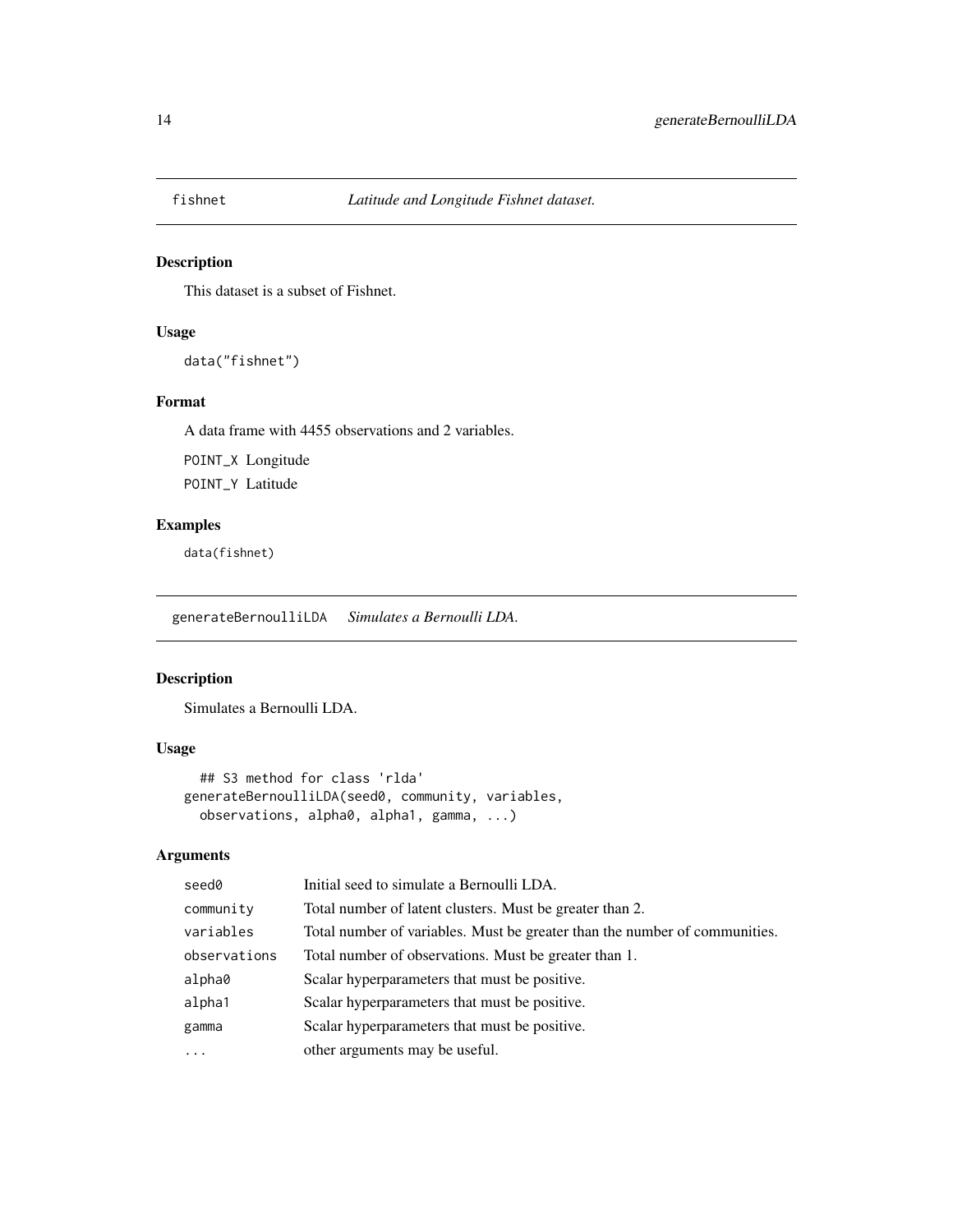## fishnet *Latitude and Longitude Fishnet dataset.*

### Description

This dataset is a subset of Fishnet.

### Usage

```
data("fishnet")
```

### Format

A data frame with 4455 observations and 2 variables.

POINT_X Longitude

POINT_Y Latitude

### Examples

```
data(fishnet)
```

## generateBernoulliLDA *Simulates a Bernoulli LDA.*

### Description

Simulates a Bernoulli LDA.

### Usage

```
  ## S3 method for class 'rlda'
generateBernoulliLDA(seed0, community, variables,
  observations, alpha0, alpha1, gamma, ...)
```

### Arguments

| | |
|---|---|
| seed0 | Initial seed to simulate a Bernoulli LDA. |
| community | Total number of latent clusters. Must be greater than 2. |
| variables | Total number of variables. Must be greater than the number of communities. |
| observations | Total number of observations. Must be greater than 1. |
| alpha0 | Scalar hyperparameters that must be positive. |
| alpha1 | Scalar hyperparameters that must be positive. |
| gamma | Scalar hyperparameters that must be positive. |
| ... | other arguments may be useful. |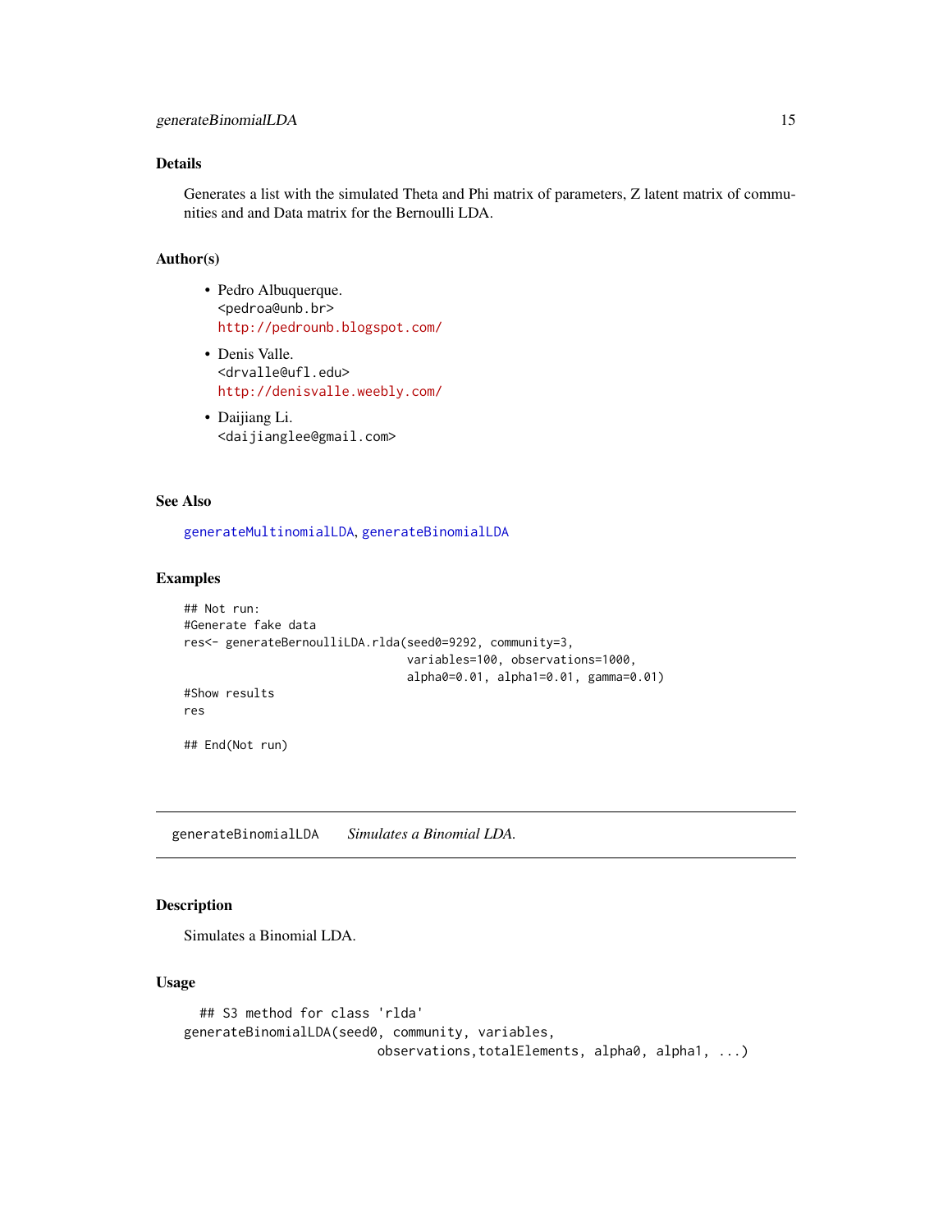## Details

Generates a list with the simulated Theta and Phi matrix of parameters, Z latent matrix of communities and and Data matrix for the Bernoulli LDA.

## Author(s)

- Pedro Albuquerque.
  <pedroa@unb.br>
  http://pedrounb.blogspot.com/
- Denis Valle.
  <drvalle@ufl.edu>
  http://denisvalle.weebly.com/
- Daijiang Li.
  <daijianglee@gmail.com>

## See Also

generateMultinomialLDA, generateBinomialLDA

## Examples

```
## Not run:
#Generate fake data
res<- generateBernoulliLDA.rlda(seed0=9292, community=3,
                                variables=100, observations=1000,
                                alpha0=0.01, alpha1=0.01, gamma=0.01)
#Show results
res

## End(Not run)
```

---

# generateBinomialLDA *Simulates a Binomial LDA.*

## Description

Simulates a Binomial LDA.

## Usage

```
## S3 method for class 'rlda'
generateBinomialLDA(seed0, community, variables,
                    observations,totalElements, alpha0, alpha1, ...)
```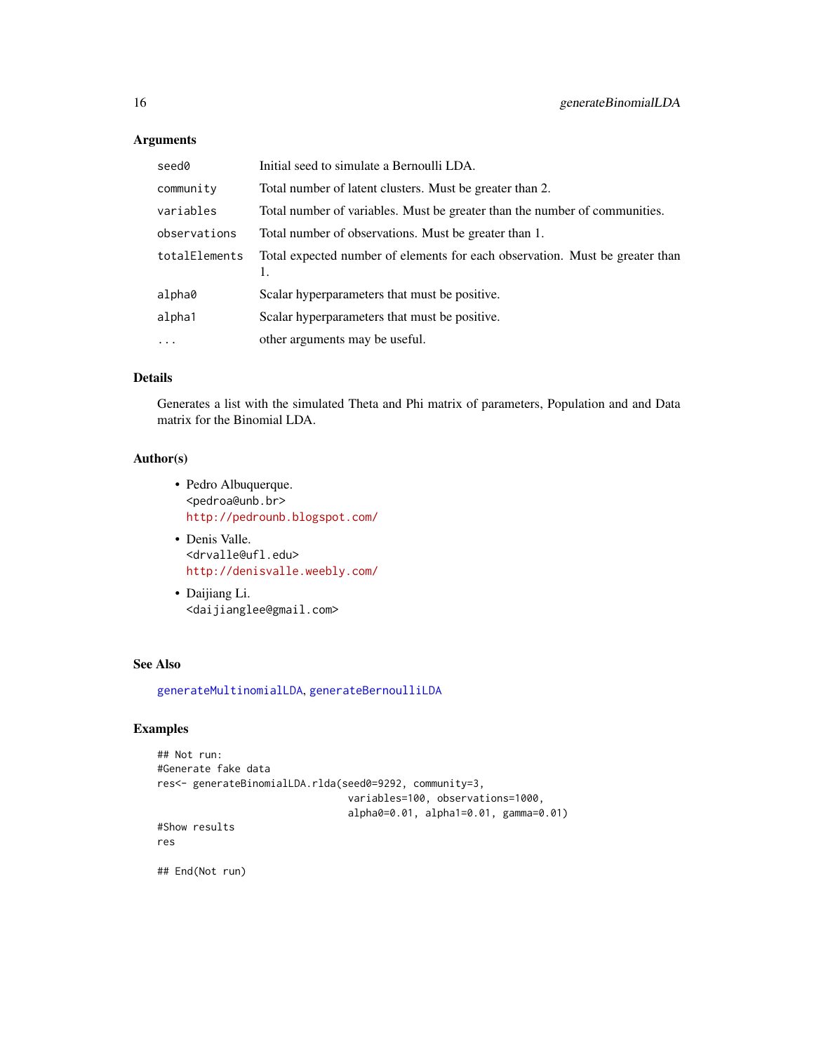### Arguments

| | |
|---|---|
| `seed0` | Initial seed to simulate a Bernoulli LDA. |
| `community` | Total number of latent clusters. Must be greater than 2. |
| `variables` | Total number of variables. Must be greater than the number of communities. |
| `observations` | Total number of observations. Must be greater than 1. |
| `totalElements` | Total expected number of elements for each observation. Must be greater than 1. |
| `alpha0` | Scalar hyperparameters that must be positive. |
| `alpha1` | Scalar hyperparameters that must be positive. |
| `...` | other arguments may be useful. |

### Details

Generates a list with the simulated Theta and Phi matrix of parameters, Population and and Data matrix for the Binomial LDA.

### Author(s)

- Pedro Albuquerque.
  `<pedroa@unb.br>`
  http://pedrounb.blogspot.com/
- Denis Valle.
  `<drvalle@ufl.edu>`
  http://denisvalle.weebly.com/
- Daijiang Li.
  `<daijianglee@gmail.com>`

### See Also

`generateMultinomialLDA`, `generateBernoulliLDA`

### Examples

```
## Not run:
#Generate fake data
res<- generateBinomialLDA.rlda(seed0=9292, community=3,
                                variables=100, observations=1000,
                                alpha0=0.01, alpha1=0.01, gamma=0.01)
#Show results
res

## End(Not run)
```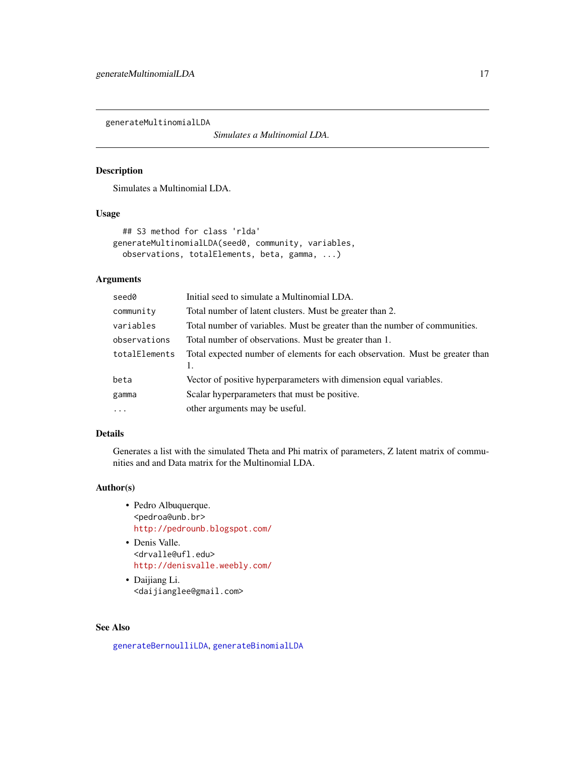# generateMultinomialLDA

*Simulates a Multinomial LDA.*

## Description

Simulates a Multinomial LDA.

## Usage

```
## S3 method for class 'rlda'
generateMultinomialLDA(seed0, community, variables,
  observations, totalElements, beta, gamma, ...)
```

## Arguments

| | |
|---|---|
| `seed0` | Initial seed to simulate a Multinomial LDA. |
| `community` | Total number of latent clusters. Must be greater than 2. |
| `variables` | Total number of variables. Must be greater than the number of communities. |
| `observations` | Total number of observations. Must be greater than 1. |
| `totalElements` | Total expected number of elements for each observation. Must be greater than 1. |
| `beta` | Vector of positive hyperparameters with dimension equal variables. |
| `gamma` | Scalar hyperparameters that must be positive. |
| `...` | other arguments may be useful. |

## Details

Generates a list with the simulated Theta and Phi matrix of parameters, Z latent matrix of communities and and Data matrix for the Multinomial LDA.

## Author(s)

- Pedro Albuquerque.
  `<pedroa@unb.br>`
  http://pedrounb.blogspot.com/
- Denis Valle.
  `<drvalle@ufl.edu>`
  http://denisvalle.weebly.com/
- Daijiang Li.
  `<daijianglee@gmail.com>`

## See Also

generateBernoulliLDA, generateBinomialLDA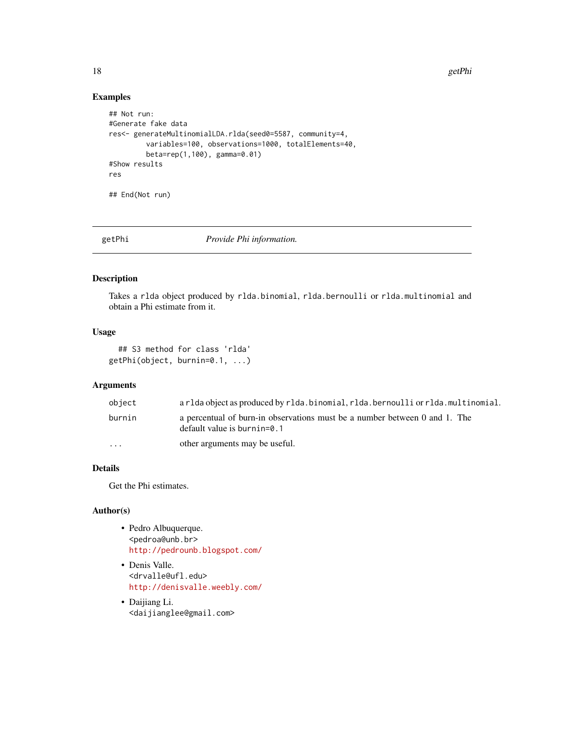## Examples

```
## Not run:
#Generate fake data
res<- generateMultinomialLDA.rlda(seed0=5587, community=4,
         variables=100, observations=1000, totalElements=40,
         beta=rep(1,100), gamma=0.01)
#Show results
res

## End(Not run)
```

---

getPhi &nbsp;&nbsp;&nbsp;&nbsp;&nbsp;&nbsp;&nbsp;&nbsp; *Provide Phi information.*

---

## Description

Takes a `rlda` object produced by `rlda.binomial`, `rlda.bernoulli` or `rlda.multinomial` and obtain a Phi estimate from it.

## Usage

```
  ## S3 method for class 'rlda'
getPhi(object, burnin=0.1, ...)
```

## Arguments

| | |
|---|---|
| `object` | a `rlda` object as produced by `rlda.binomial`, `rlda.bernoulli` or `rlda.multinomial`. |
| `burnin` | a percentual of burn-in observations must be a number between 0 and 1. The default value is `burnin=0.1` |
| `...` | other arguments may be useful. |

## Details

Get the Phi estimates.

## Author(s)

- Pedro Albuquerque.
  `<pedroa@unb.br>`
  http://pedrounb.blogspot.com/
- Denis Valle.
  `<drvalle@ufl.edu>`
  http://denisvalle.weebly.com/
- Daijiang Li.
  `<daijianglee@gmail.com>`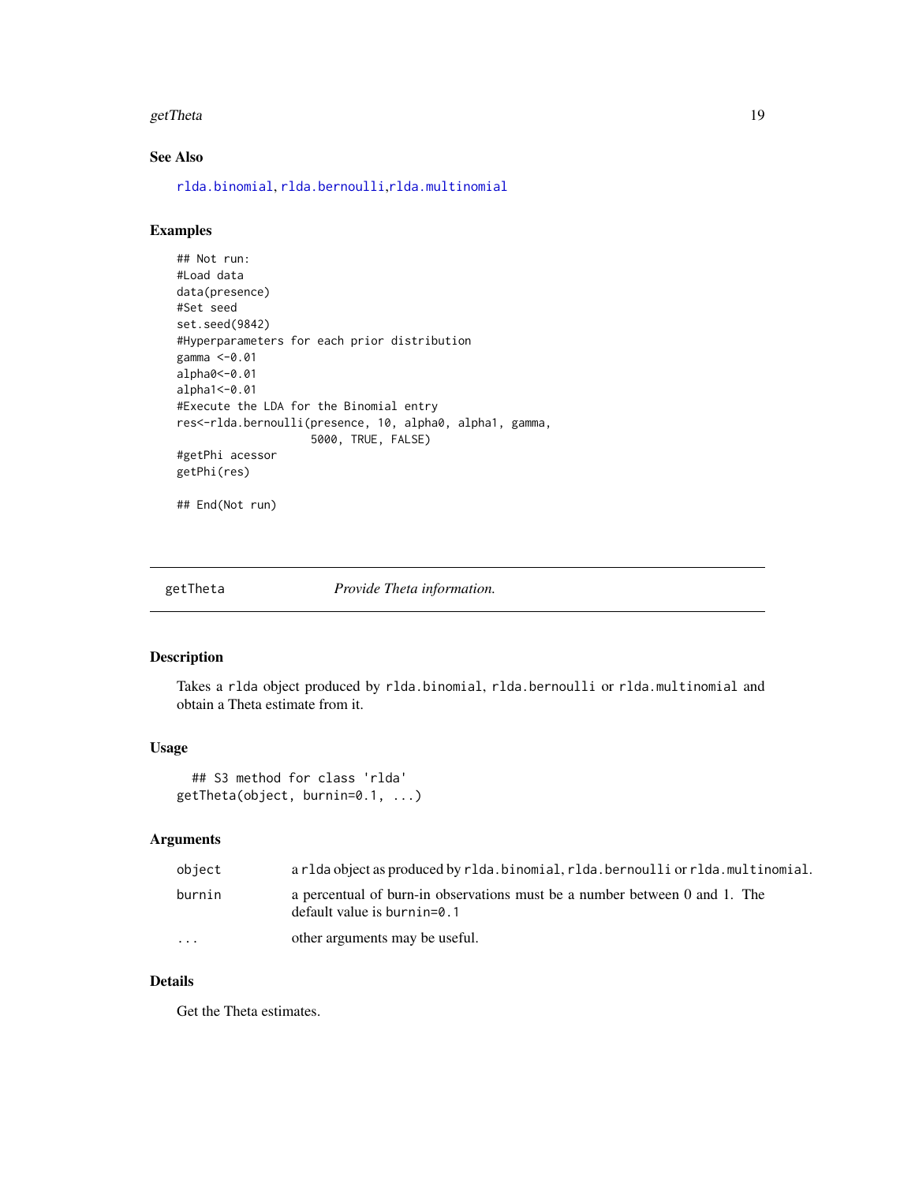## See Also

rlda.binomial, rlda.bernoulli,rlda.multinomial

## Examples

```
## Not run:
#Load data
data(presence)
#Set seed
set.seed(9842)
#Hyperparameters for each prior distribution
gamma <-0.01
alpha0<-0.01
alpha1<-0.01
#Execute the LDA for the Binomial entry
res<-rlda.bernoulli(presence, 10, alpha0, alpha1, gamma,
                    5000, TRUE, FALSE)
#getPhi acessor
getPhi(res)

## End(Not run)
```

---

# getTheta — *Provide Theta information.*

## Description

Takes a rlda object produced by rlda.binomial, rlda.bernoulli or rlda.multinomial and obtain a Theta estimate from it.

## Usage

```
  ## S3 method for class 'rlda'
getTheta(object, burnin=0.1, ...)
```

## Arguments

| | |
|---|---|
| object | a rlda object as produced by rlda.binomial, rlda.bernoulli or rlda.multinomial. |
| burnin | a percentual of burn-in observations must be a number between 0 and 1. The default value is burnin=0.1 |
| ... | other arguments may be useful. |

## Details

Get the Theta estimates.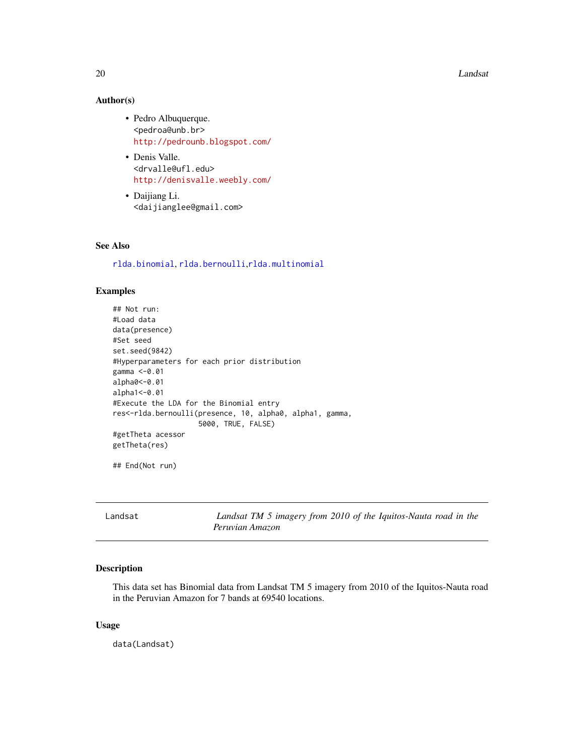## Author(s)

- Pedro Albuquerque.
  <pedroa@unb.br>
  http://pedrounb.blogspot.com/
- Denis Valle.
  <drvalle@ufl.edu>
  http://denisvalle.weebly.com/
- Daijiang Li.
  <daijianglee@gmail.com>

## See Also

rlda.binomial, rlda.bernoulli,rlda.multinomial

## Examples

```
## Not run:
#Load data
data(presence)
#Set seed
set.seed(9842)
#Hyperparameters for each prior distribution
gamma <-0.01
alpha0<-0.01
alpha1<-0.01
#Execute the LDA for the Binomial entry
res<-rlda.bernoulli(presence, 10, alpha0, alpha1, gamma,
                    5000, TRUE, FALSE)
#getTheta acessor
getTheta(res)

## End(Not run)
```

---

# Landsat — *Landsat TM 5 imagery from 2010 of the Iquitos-Nauta road in the Peruvian Amazon*

## Description

This data set has Binomial data from Landsat TM 5 imagery from 2010 of the Iquitos-Nauta road in the Peruvian Amazon for 7 bands at 69540 locations.

## Usage

```
data(Landsat)
```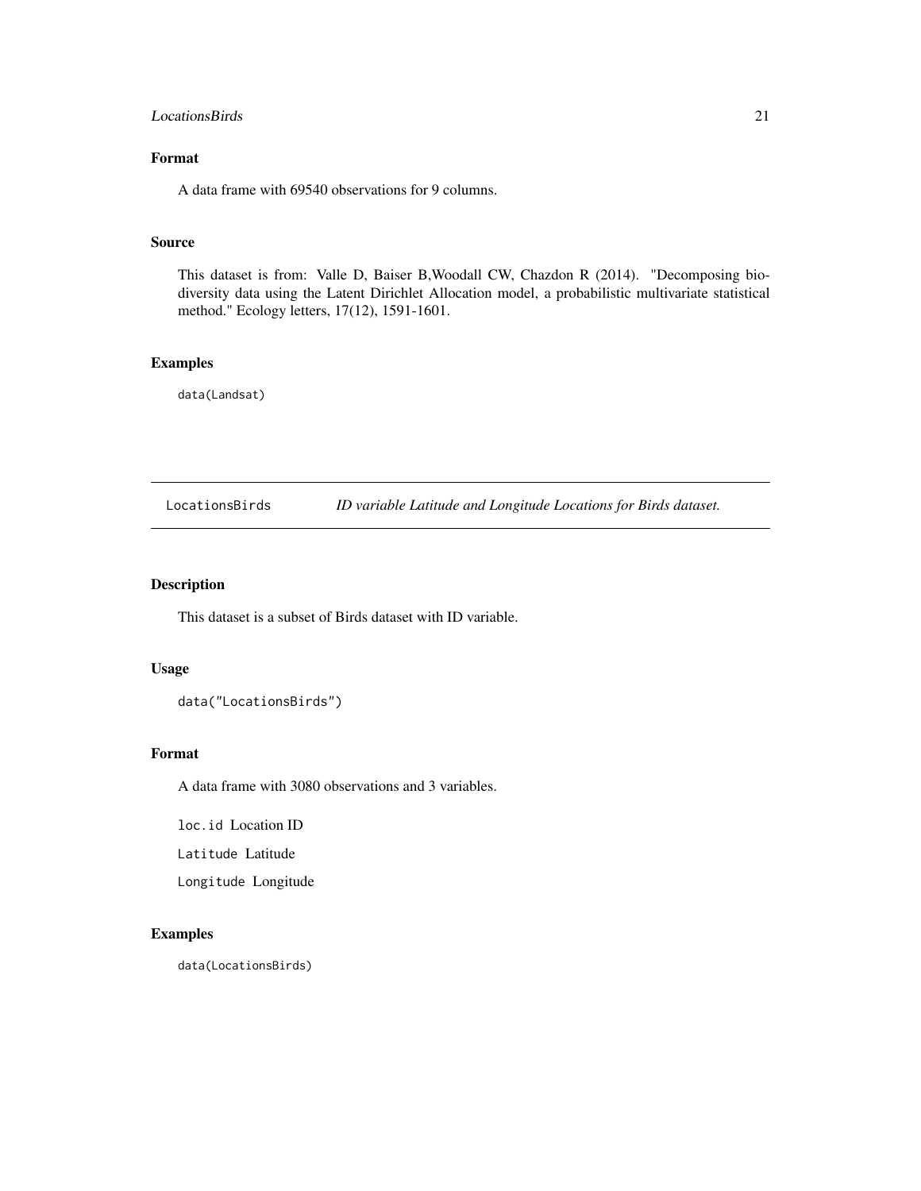## Format

A data frame with 69540 observations for 9 columns.

## Source

This dataset is from: Valle D, Baiser B,Woodall CW, Chazdon R (2014). "Decomposing biodiversity data using the Latent Dirichlet Allocation model, a probabilistic multivariate statistical method." Ecology letters, 17(12), 1591-1601.

## Examples

```
data(Landsat)
```

---

# LocationsBirds — *ID variable Latitude and Longitude Locations for Birds dataset.*

---

## Description

This dataset is a subset of Birds dataset with ID variable.

## Usage

```
data("LocationsBirds")
```

## Format

A data frame with 3080 observations and 3 variables.

`loc.id` Location ID

`Latitude` Latitude

`Longitude` Longitude

## Examples

```
data(LocationsBirds)
```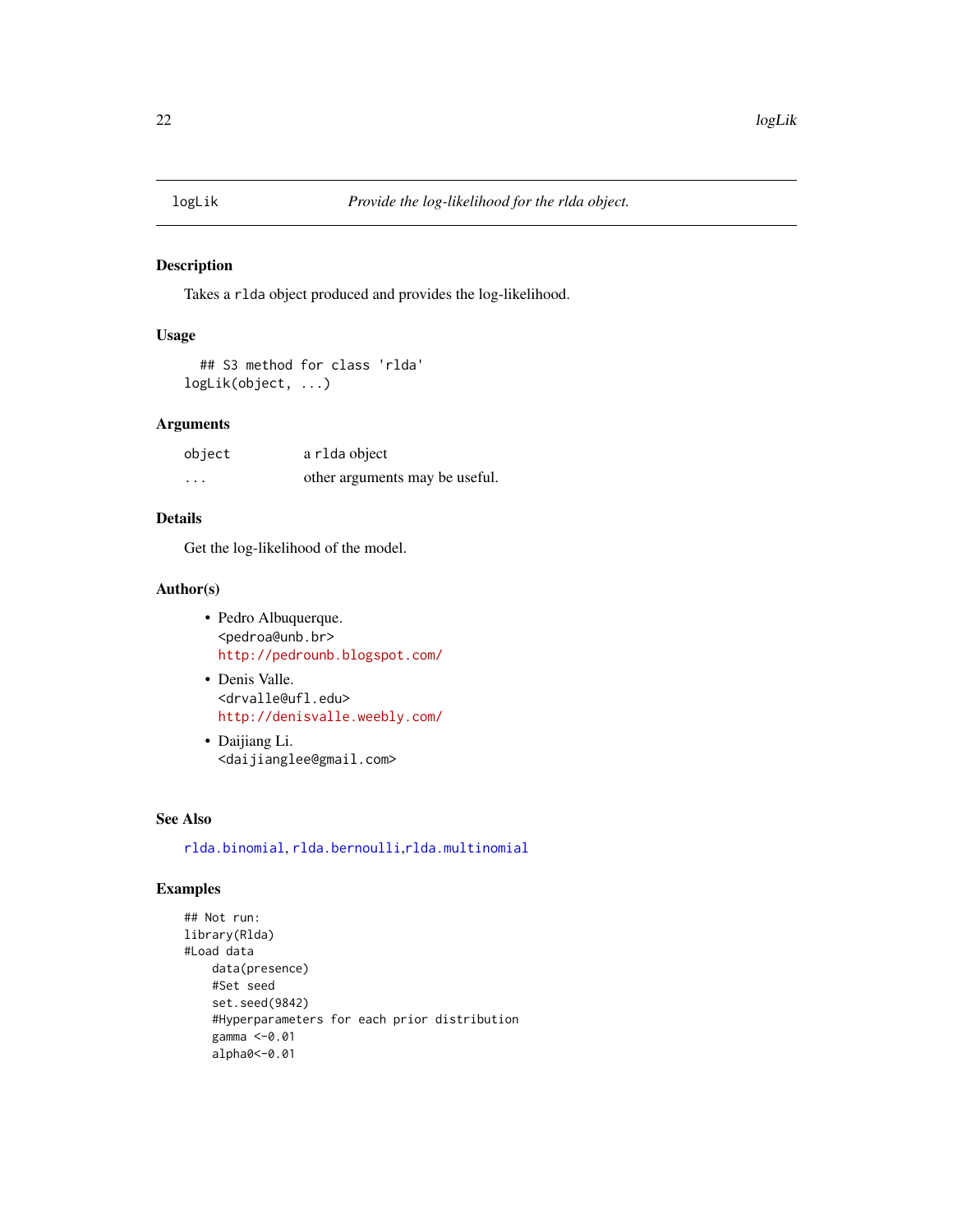# logLik — *Provide the log-likelihood for the rlda object.*

## Description

Takes a rlda object produced and provides the log-likelihood.

## Usage

```
## S3 method for class 'rlda'
logLik(object, ...)
```

## Arguments

| | |
|---|---|
| object | a rlda object |
| ... | other arguments may be useful. |

## Details

Get the log-likelihood of the model.

## Author(s)

- Pedro Albuquerque.
  <pedroa@unb.br>
  http://pedrounb.blogspot.com/
- Denis Valle.
  <drvalle@ufl.edu>
  http://denisvalle.weebly.com/
- Daijiang Li.
  <daijianglee@gmail.com>

## See Also

rlda.binomial, rlda.bernoulli,rlda.multinomial

## Examples

```
## Not run:
library(Rlda)
#Load data
    data(presence)
    #Set seed
    set.seed(9842)
    #Hyperparameters for each prior distribution
    gamma <-0.01
    alpha0<-0.01
```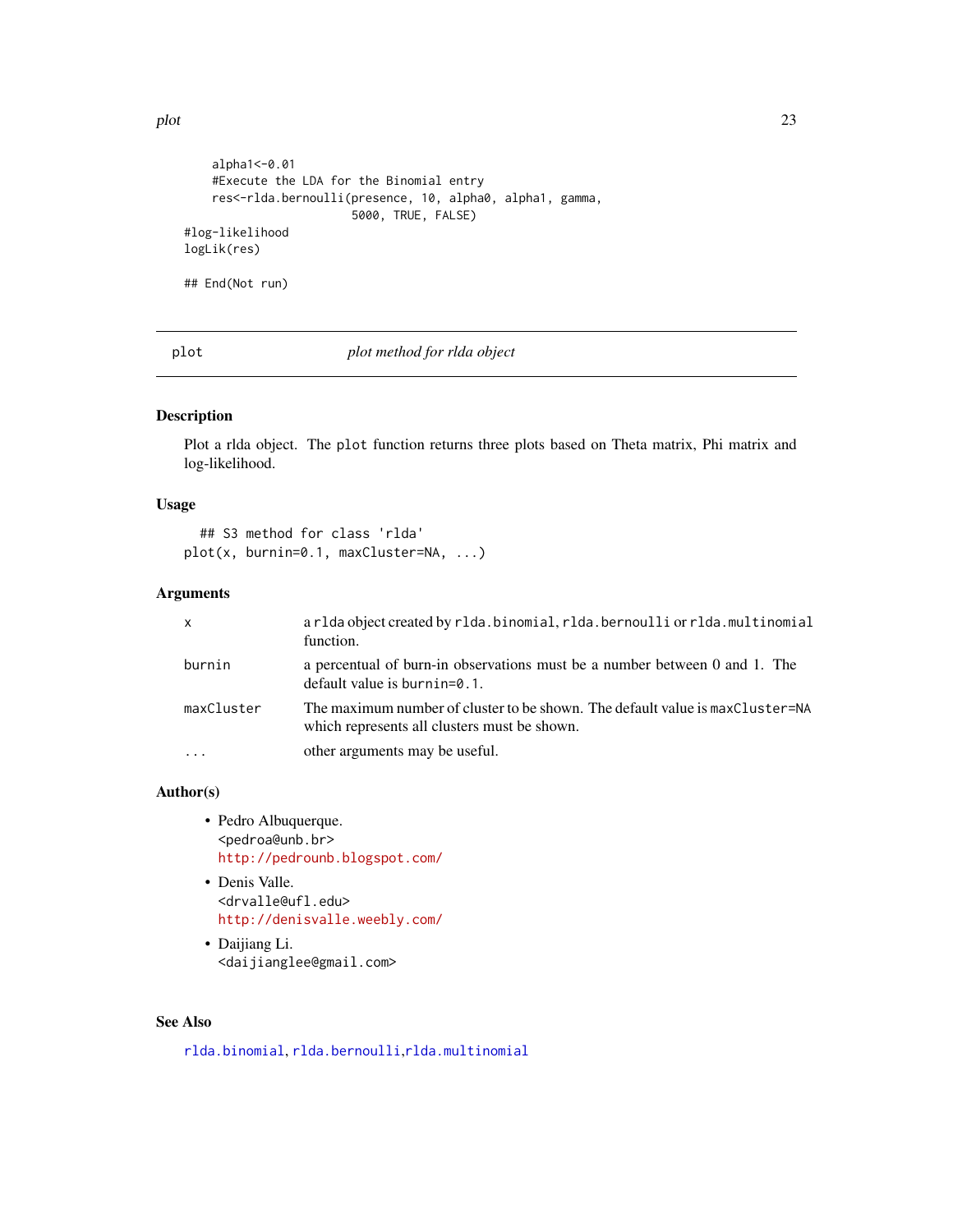```
    alpha1<-0.01
    #Execute the LDA for the Binomial entry
    res<-rlda.bernoulli(presence, 10, alpha0, alpha1, gamma,
                        5000, TRUE, FALSE)
#log-likelihood
logLik(res)

## End(Not run)
```

---

## plot — *plot method for rlda object*

---

### Description

Plot a rlda object. The `plot` function returns three plots based on Theta matrix, Phi matrix and log-likelihood.

### Usage

```
## S3 method for class 'rlda'
plot(x, burnin=0.1, maxCluster=NA, ...)
```

### Arguments

| | |
|---|---|
| `x` | a `rlda` object created by `rlda.binomial`, `rlda.bernoulli` or `rlda.multinomial` function. |
| `burnin` | a percentual of burn-in observations must be a number between 0 and 1. The default value is `burnin=0.1`. |
| `maxCluster` | The maximum number of cluster to be shown. The default value is `maxCluster=NA` which represents all clusters must be shown. |
| `...` | other arguments may be useful. |

### Author(s)

- Pedro Albuquerque.
  <pedroa@unb.br>
  http://pedrounb.blogspot.com/
- Denis Valle.
  <drvalle@ufl.edu>
  http://denisvalle.weebly.com/
- Daijiang Li.
  <daijianglee@gmail.com>

### See Also

`rlda.binomial`, `rlda.bernoulli`,`rlda.multinomial`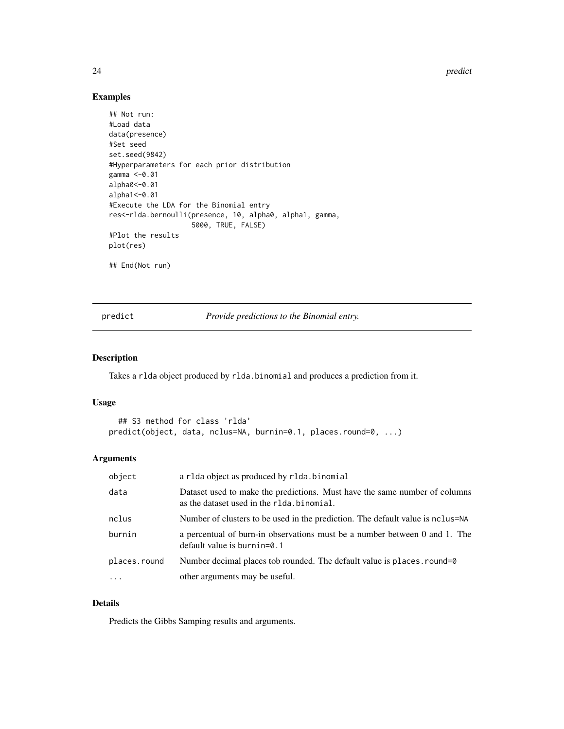## Examples

```
## Not run:
#Load data
data(presence)
#Set seed
set.seed(9842)
#Hyperparameters for each prior distribution
gamma <-0.01
alpha0<-0.01
alpha1<-0.01
#Execute the LDA for the Binomial entry
res<-rlda.bernoulli(presence, 10, alpha0, alpha1, gamma,
                    5000, TRUE, FALSE)
#Plot the results
plot(res)

## End(Not run)
```

---

# predict — *Provide predictions to the Binomial entry.*

---

## Description

Takes a `rlda` object produced by `rlda.binomial` and produces a prediction from it.

## Usage

```
  ## S3 method for class 'rlda'
predict(object, data, nclus=NA, burnin=0.1, places.round=0, ...)
```

## Arguments

| | |
|---|---|
| `object` | a `rlda` object as produced by `rlda.binomial` |
| `data` | Dataset used to make the predictions. Must have the same number of columns as the dataset used in the `rlda.binomial`. |
| `nclus` | Number of clusters to be used in the prediction. The default value is `nclus=NA` |
| `burnin` | a percentual of burn-in observations must be a number between 0 and 1. The default value is `burnin=0.1` |
| `places.round` | Number decimal places tob rounded. The default value is `places.round=0` |
| `...` | other arguments may be useful. |

## Details

Predicts the Gibbs Samping results and arguments.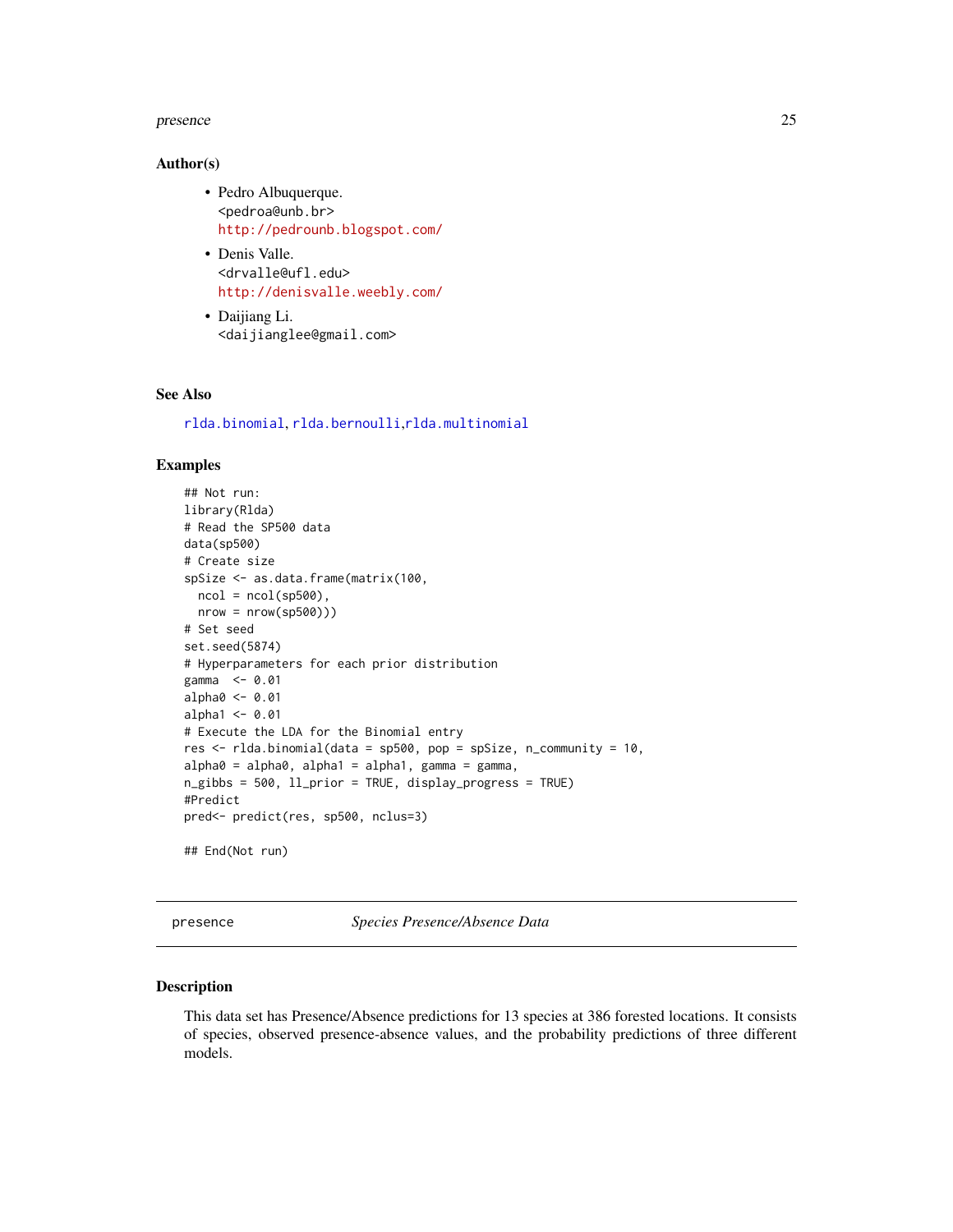### Author(s)

- Pedro Albuquerque.
  <pedroa@unb.br>
  http://pedrounb.blogspot.com/
- Denis Valle.
  <drvalle@ufl.edu>
  http://denisvalle.weebly.com/
- Daijiang Li.
  <daijianglee@gmail.com>

### See Also

rlda.binomial, rlda.bernoulli,rlda.multinomial

### Examples

```
## Not run:
library(Rlda)
# Read the SP500 data
data(sp500)
# Create size
spSize <- as.data.frame(matrix(100,
  ncol = ncol(sp500),
  nrow = nrow(sp500)))
# Set seed
set.seed(5874)
# Hyperparameters for each prior distribution
gamma  <- 0.01
alpha0 <- 0.01
alpha1 <- 0.01
# Execute the LDA for the Binomial entry
res <- rlda.binomial(data = sp500, pop = spSize, n_community = 10,
alpha0 = alpha0, alpha1 = alpha1, gamma = gamma,
n_gibbs = 500, ll_prior = TRUE, display_progress = TRUE)
#Predict
pred<- predict(res, sp500, nclus=3)

## End(Not run)
```

---

## presence *Species Presence/Absence Data*

### Description

This data set has Presence/Absence predictions for 13 species at 386 forested locations. It consists of species, observed presence-absence values, and the probability predictions of three different models.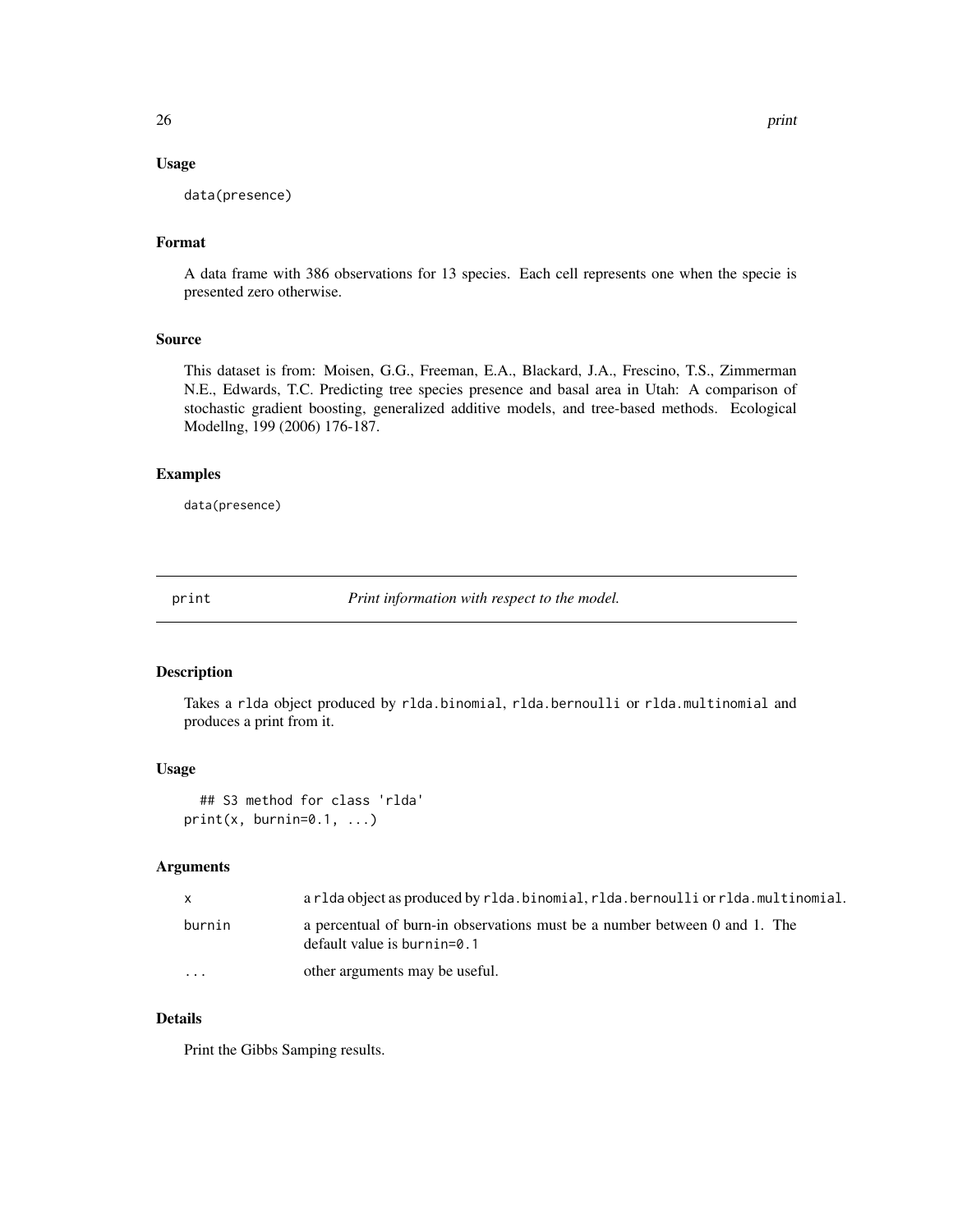### Usage

```
data(presence)
```

### Format

A data frame with 386 observations for 13 species. Each cell represents one when the specie is presented zero otherwise.

### Source

This dataset is from: Moisen, G.G., Freeman, E.A., Blackard, J.A., Frescino, T.S., Zimmerman N.E., Edwards, T.C. Predicting tree species presence and basal area in Utah: A comparison of stochastic gradient boosting, generalized additive models, and tree-based methods. Ecological Modellng, 199 (2006) 176-187.

### Examples

```
data(presence)
```

---

## print — *Print information with respect to the model.*

### Description

Takes a `rlda` object produced by `rlda.binomial`, `rlda.bernoulli` or `rlda.multinomial` and produces a print from it.

### Usage

```
  ## S3 method for class 'rlda'
print(x, burnin=0.1, ...)
```

### Arguments

| | |
|---|---|
| `x` | a `rlda` object as produced by `rlda.binomial`, `rlda.bernoulli` or `rlda.multinomial`. |
| `burnin` | a percentual of burn-in observations must be a number between 0 and 1. The default value is `burnin=0.1` |
| `...` | other arguments may be useful. |

### Details

Print the Gibbs Samping results.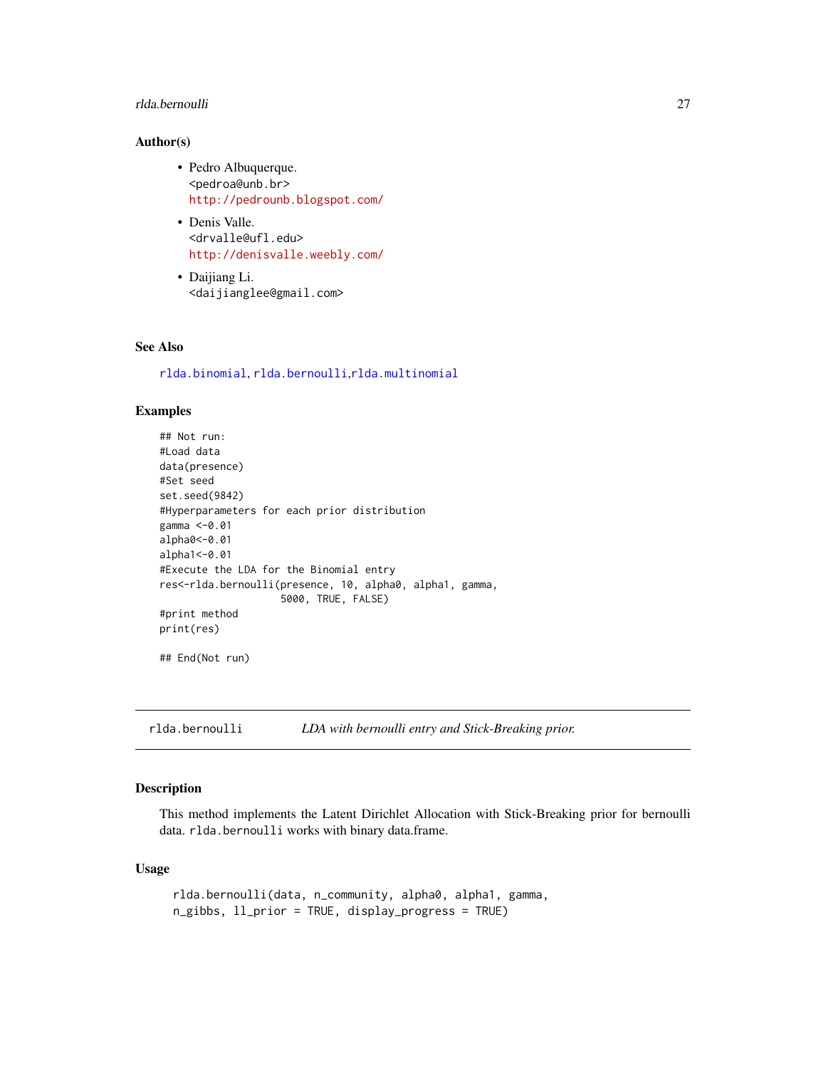### Author(s)

- Pedro Albuquerque.
  <pedroa@unb.br>
  http://pedrounb.blogspot.com/
- Denis Valle.
  <drvalle@ufl.edu>
  http://denisvalle.weebly.com/
- Daijiang Li.
  <daijianglee@gmail.com>

### See Also

rlda.binomial, rlda.bernoulli,rlda.multinomial

### Examples

```
## Not run:
#Load data
data(presence)
#Set seed
set.seed(9842)
#Hyperparameters for each prior distribution
gamma <-0.01
alpha0<-0.01
alpha1<-0.01
#Execute the LDA for the Binomial entry
res<-rlda.bernoulli(presence, 10, alpha0, alpha1, gamma,
                    5000, TRUE, FALSE)
#print method
print(res)

## End(Not run)
```

---

## rlda.bernoulli — *LDA with bernoulli entry and Stick-Breaking prior.*

---

### Description

This method implements the Latent Dirichlet Allocation with Stick-Breaking prior for bernoulli data. rlda.bernoulli works with binary data.frame.

### Usage

```
rlda.bernoulli(data, n_community, alpha0, alpha1, gamma,
n_gibbs, ll_prior = TRUE, display_progress = TRUE)
```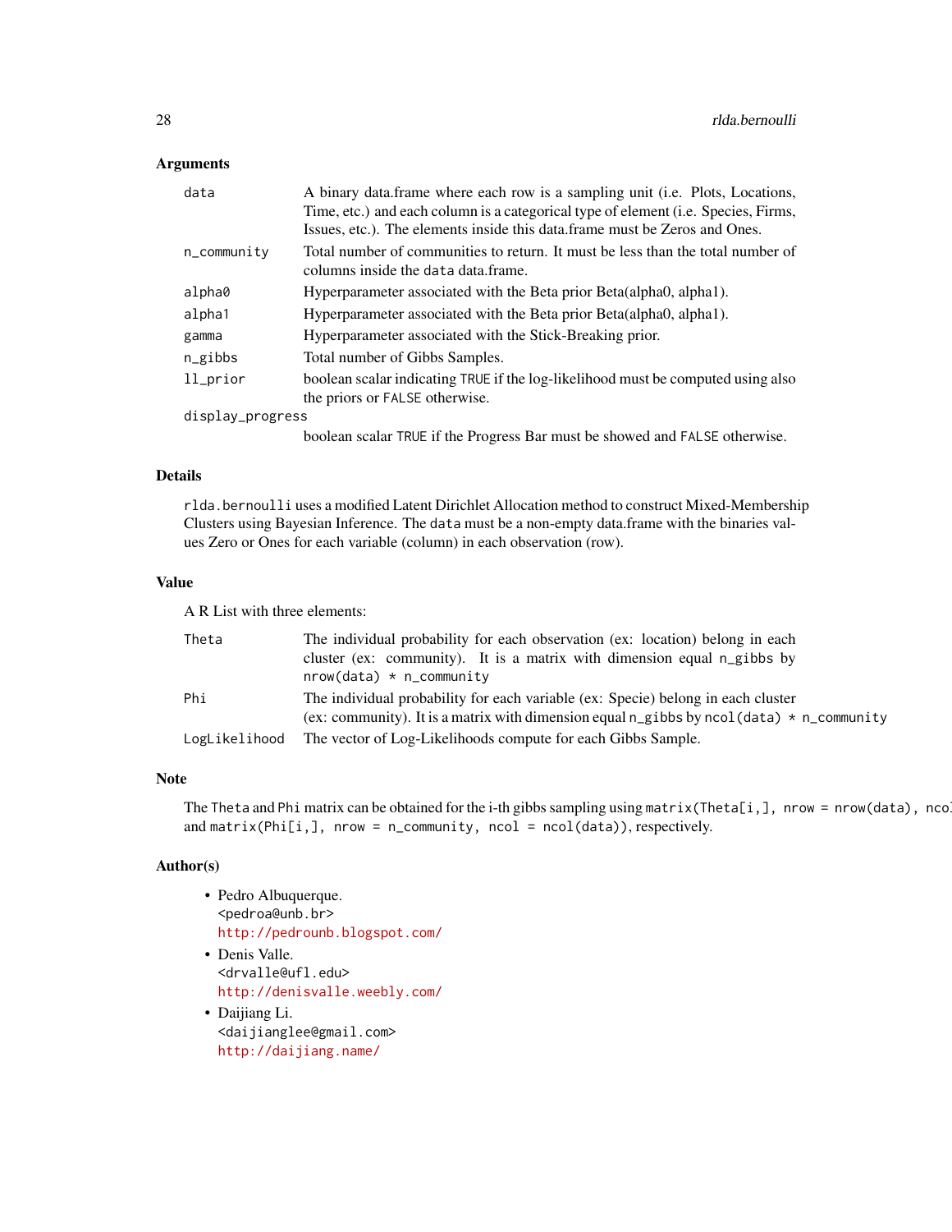## Arguments

| | |
|---|---|
| `data` | A binary data.frame where each row is a sampling unit (i.e. Plots, Locations, Time, etc.) and each column is a categorical type of element (i.e. Species, Firms, Issues, etc.). The elements inside this data.frame must be Zeros and Ones. |
| `n_community` | Total number of communities to return. It must be less than the total number of columns inside the `data` data.frame. |
| `alpha0` | Hyperparameter associated with the Beta prior Beta(alpha0, alpha1). |
| `alpha1` | Hyperparameter associated with the Beta prior Beta(alpha0, alpha1). |
| `gamma` | Hyperparameter associated with the Stick-Breaking prior. |
| `n_gibbs` | Total number of Gibbs Samples. |
| `ll_prior` | boolean scalar indicating `TRUE` if the log-likelihood must be computed using also the priors or `FALSE` otherwise. |
| `display_progress` | boolean scalar `TRUE` if the Progress Bar must be showed and `FALSE` otherwise. |

## Details

`rlda.bernoulli` uses a modified Latent Dirichlet Allocation method to construct Mixed-Membership Clusters using Bayesian Inference. The `data` must be a non-empty data.frame with the binaries values Zero or Ones for each variable (column) in each observation (row).

## Value

A R List with three elements:

| | |
|---|---|
| `Theta` | The individual probability for each observation (ex: location) belong in each cluster (ex: community). It is a matrix with dimension equal n_gibbs by `nrow(data) * n_community` |
| `Phi` | The individual probability for each variable (ex: Specie) belong in each cluster (ex: community). It is a matrix with dimension equal `n_gibbs` by `ncol(data) * n_community` |
| `LogLikelihood` | The vector of Log-Likelihoods compute for each Gibbs Sample. |

## Note

The `Theta` and `Phi` matrix can be obtained for the i-th gibbs sampling using `matrix(Theta[i,], nrow = nrow(data), nco` and `matrix(Phi[i,], nrow = n_community, ncol = ncol(data))`, respectively.

## Author(s)

- Pedro Albuquerque.
  <pedroa@unb.br>
  http://pedrounb.blogspot.com/
- Denis Valle.
  <drvalle@ufl.edu>
  http://denisvalle.weebly.com/
- Daijiang Li.
  <daijianglee@gmail.com>
  http://daijiang.name/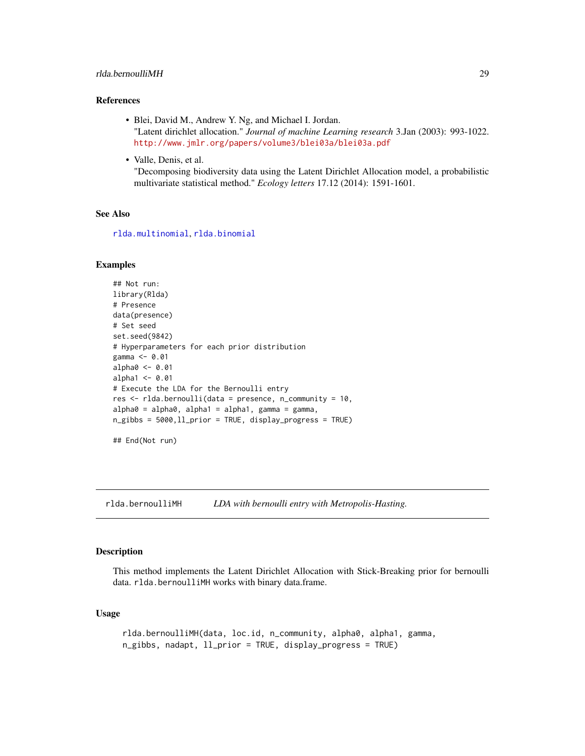### References

- Blei, David M., Andrew Y. Ng, and Michael I. Jordan.
  "Latent dirichlet allocation." *Journal of machine Learning research* 3.Jan (2003): 993-1022. http://www.jmlr.org/papers/volume3/blei03a/blei03a.pdf
- Valle, Denis, et al.
  "Decomposing biodiversity data using the Latent Dirichlet Allocation model, a probabilistic multivariate statistical method." *Ecology letters* 17.12 (2014): 1591-1601.

### See Also

rlda.multinomial, rlda.binomial

### Examples

```
## Not run:
library(Rlda)
# Presence
data(presence)
# Set seed
set.seed(9842)
# Hyperparameters for each prior distribution
gamma <- 0.01
alpha0 <- 0.01
alpha1 <- 0.01
# Execute the LDA for the Bernoulli entry
res <- rlda.bernoulli(data = presence, n_community = 10,
alpha0 = alpha0, alpha1 = alpha1, gamma = gamma,
n_gibbs = 5000,ll_prior = TRUE, display_progress = TRUE)

## End(Not run)
```

---

## rlda.bernoulliMH    *LDA with bernoulli entry with Metropolis-Hasting.*

### Description

This method implements the Latent Dirichlet Allocation with Stick-Breaking prior for bernoulli data. `rlda.bernoulliMH` works with binary data.frame.

### Usage

```
rlda.bernoulliMH(data, loc.id, n_community, alpha0, alpha1, gamma,
n_gibbs, nadapt, ll_prior = TRUE, display_progress = TRUE)
```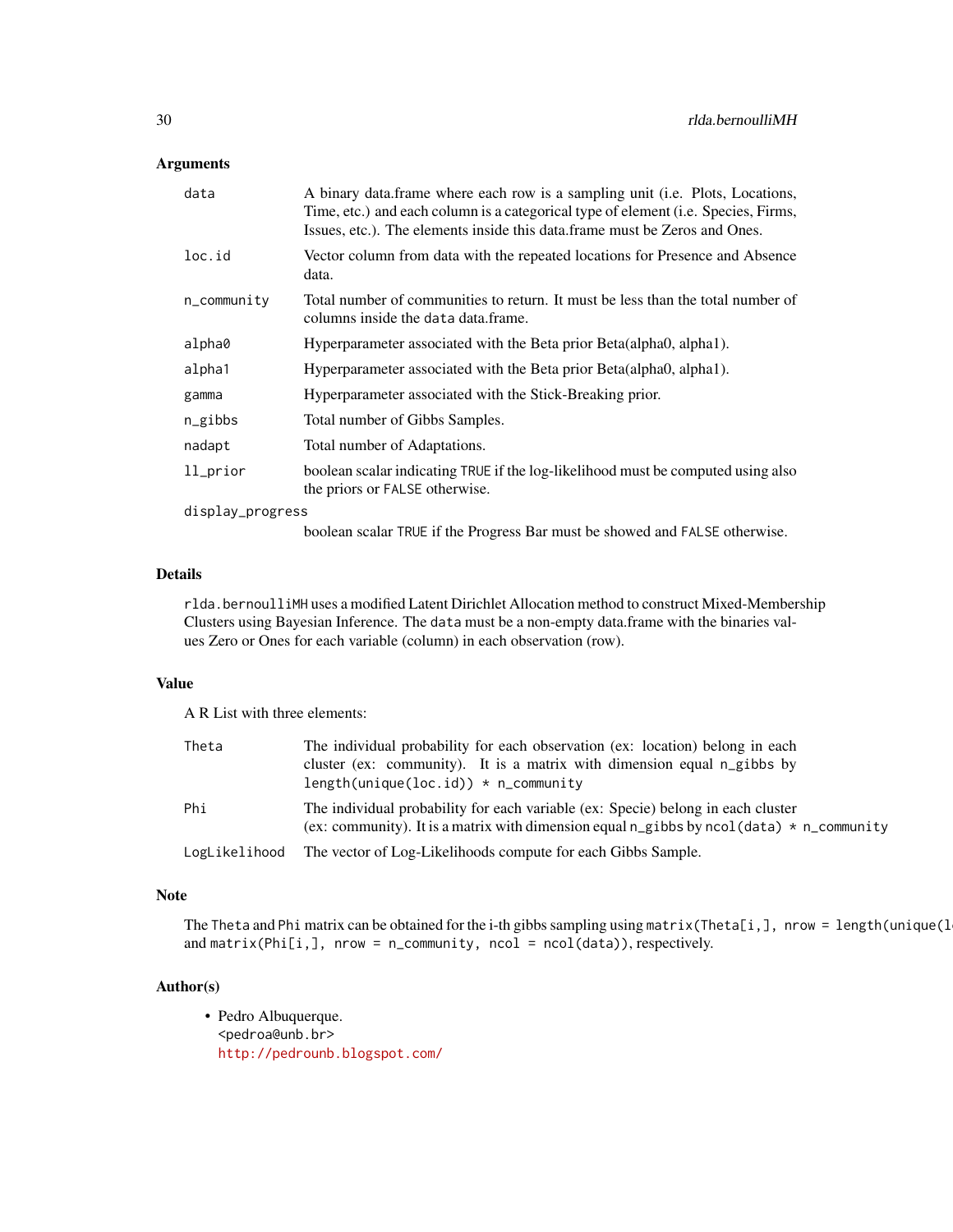## Arguments

| | |
|---|---|
| `data` | A binary data.frame where each row is a sampling unit (i.e. Plots, Locations, Time, etc.) and each column is a categorical type of element (i.e. Species, Firms, Issues, etc.). The elements inside this data.frame must be Zeros and Ones. |
| `loc.id` | Vector column from data with the repeated locations for Presence and Absence data. |
| `n_community` | Total number of communities to return. It must be less than the total number of columns inside the `data` data.frame. |
| `alpha0` | Hyperparameter associated with the Beta prior Beta(alpha0, alpha1). |
| `alpha1` | Hyperparameter associated with the Beta prior Beta(alpha0, alpha1). |
| `gamma` | Hyperparameter associated with the Stick-Breaking prior. |
| `n_gibbs` | Total number of Gibbs Samples. |
| `nadapt` | Total number of Adaptations. |
| `ll_prior` | boolean scalar indicating `TRUE` if the log-likelihood must be computed using also the priors or `FALSE` otherwise. |
| `display_progress` | boolean scalar `TRUE` if the Progress Bar must be showed and `FALSE` otherwise. |

## Details

`rlda.bernoulliMH` uses a modified Latent Dirichlet Allocation method to construct Mixed-Membership Clusters using Bayesian Inference. The `data` must be a non-empty data.frame with the binaries values Zero or Ones for each variable (column) in each observation (row).

## Value

A R List with three elements:

| | |
|---|---|
| `Theta` | The individual probability for each observation (ex: location) belong in each cluster (ex: community). It is a matrix with dimension equal `n_gibbs` by `length(unique(loc.id)) * n_community` |
| `Phi` | The individual probability for each variable (ex: Specie) belong in each cluster (ex: community). It is a matrix with dimension equal `n_gibbs` by `ncol(data) * n_community` |
| `LogLikelihood` | The vector of Log-Likelihoods compute for each Gibbs Sample. |

## Note

The `Theta` and `Phi` matrix can be obtained for the i-th gibbs sampling using `matrix(Theta[i,], nrow = length(unique(l` and `matrix(Phi[i,], nrow = n_community, ncol = ncol(data))`, respectively.

## Author(s)

- Pedro Albuquerque.
  <pedroa@unb.br>
  http://pedrounb.blogspot.com/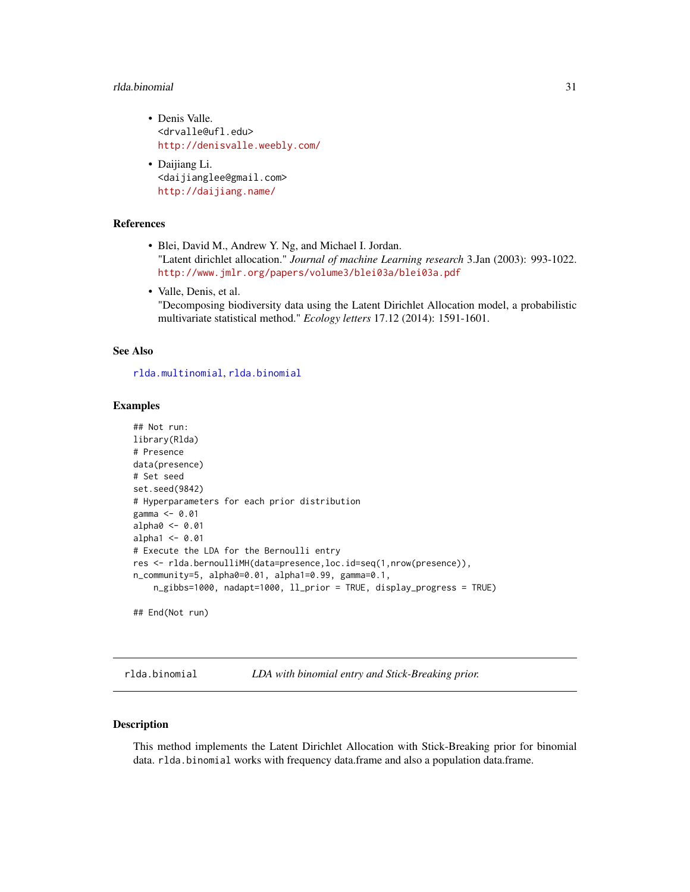- Denis Valle.
  <drvalle@ufl.edu>
  http://denisvalle.weebly.com/
- Daijiang Li.
  <daijianglee@gmail.com>
  http://daijiang.name/

### References

- Blei, David M., Andrew Y. Ng, and Michael I. Jordan.
  "Latent dirichlet allocation." *Journal of machine Learning research* 3.Jan (2003): 993-1022.
  http://www.jmlr.org/papers/volume3/blei03a/blei03a.pdf
- Valle, Denis, et al.
  "Decomposing biodiversity data using the Latent Dirichlet Allocation model, a probabilistic multivariate statistical method." *Ecology letters* 17.12 (2014): 1591-1601.

### See Also

rlda.multinomial, rlda.binomial

### Examples

```
## Not run:
library(Rlda)
# Presence
data(presence)
# Set seed
set.seed(9842)
# Hyperparameters for each prior distribution
gamma <- 0.01
alpha0 <- 0.01
alpha1 <- 0.01
# Execute the LDA for the Bernoulli entry
res <- rlda.bernoulliMH(data=presence,loc.id=seq(1,nrow(presence)),
n_community=5, alpha0=0.01, alpha1=0.99, gamma=0.1,
    n_gibbs=1000, nadapt=1000, ll_prior = TRUE, display_progress = TRUE)

## End(Not run)
```

---

## rlda.binomial — *LDA with binomial entry and Stick-Breaking prior.*

---

### Description

This method implements the Latent Dirichlet Allocation with Stick-Breaking prior for binomial data. `rlda.binomial` works with frequency data.frame and also a population data.frame.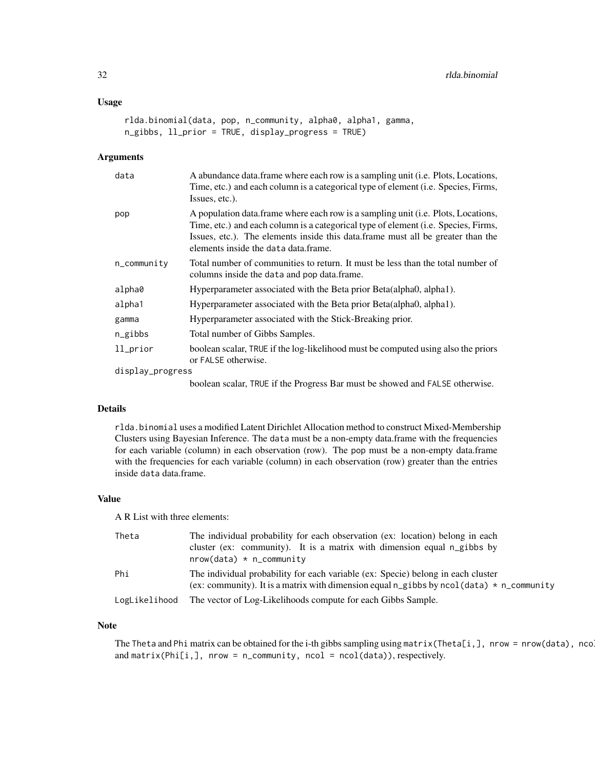## Usage

```
rlda.binomial(data, pop, n_community, alpha0, alpha1, gamma,
n_gibbs, ll_prior = TRUE, display_progress = TRUE)
```

## Arguments

| | |
|---|---|
| data | A abundance data.frame where each row is a sampling unit (i.e. Plots, Locations, Time, etc.) and each column is a categorical type of element (i.e. Species, Firms, Issues, etc.). |
| pop | A population data.frame where each row is a sampling unit (i.e. Plots, Locations, Time, etc.) and each column is a categorical type of element (i.e. Species, Firms, Issues, etc.). The elements inside this data.frame must all be greater than the elements inside the data data.frame. |
| n_community | Total number of communities to return. It must be less than the total number of columns inside the data and pop data.frame. |
| alpha0 | Hyperparameter associated with the Beta prior Beta(alpha0, alpha1). |
| alpha1 | Hyperparameter associated with the Beta prior Beta(alpha0, alpha1). |
| gamma | Hyperparameter associated with the Stick-Breaking prior. |
| n_gibbs | Total number of Gibbs Samples. |
| ll_prior | boolean scalar, TRUE if the log-likelihood must be computed using also the priors or FALSE otherwise. |
| display_progress | boolean scalar, TRUE if the Progress Bar must be showed and FALSE otherwise. |

## Details

rlda.binomial uses a modified Latent Dirichlet Allocation method to construct Mixed-Membership Clusters using Bayesian Inference. The data must be a non-empty data.frame with the frequencies for each variable (column) in each observation (row). The pop must be a non-empty data.frame with the frequencies for each variable (column) in each observation (row) greater than the entries inside data data.frame.

## Value

A R List with three elements:

| | |
|---|---|
| Theta | The individual probability for each observation (ex: location) belong in each cluster (ex: community). It is a matrix with dimension equal n_gibbs by nrow(data) * n_community |
| Phi | The individual probability for each variable (ex: Specie) belong in each cluster (ex: community). It is a matrix with dimension equal n_gibbs by ncol(data) * n_community |
| LogLikelihood | The vector of Log-Likelihoods compute for each Gibbs Sample. |

## Note

The Theta and Phi matrix can be obtained for the i-th gibbs sampling using matrix(Theta[i,], nrow = nrow(data), ncol and matrix(Phi[i,], nrow = n_community, ncol = ncol(data)), respectively.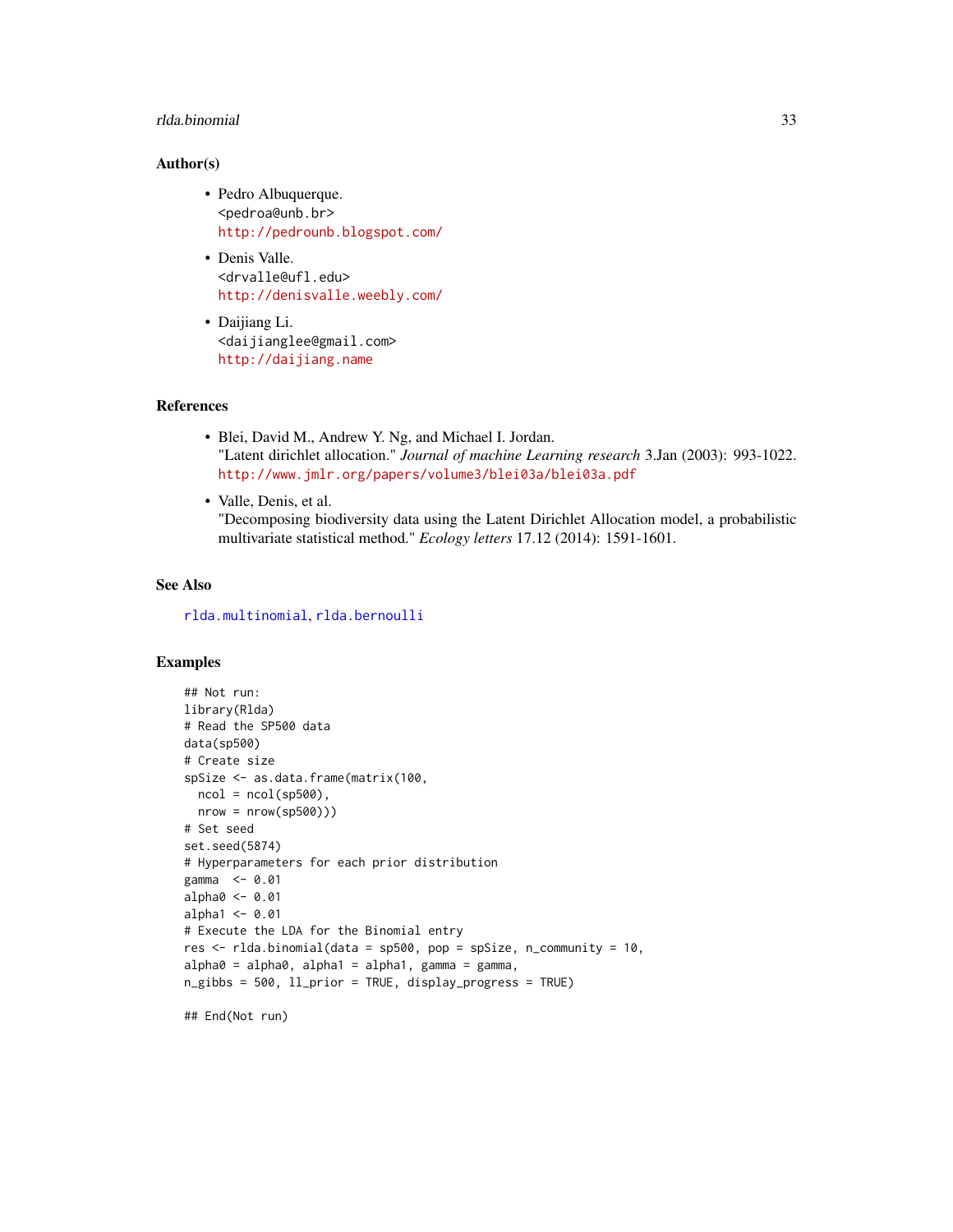### Author(s)

- Pedro Albuquerque.
  <pedroa@unb.br>
  http://pedrounb.blogspot.com/
- Denis Valle.
  <drvalle@ufl.edu>
  http://denisvalle.weebly.com/
- Daijiang Li.
  <daijianglee@gmail.com>
  http://daijiang.name

### References

- Blei, David M., Andrew Y. Ng, and Michael I. Jordan.
  "Latent dirichlet allocation." *Journal of machine Learning research* 3.Jan (2003): 993-1022.
  http://www.jmlr.org/papers/volume3/blei03a/blei03a.pdf
- Valle, Denis, et al.
  "Decomposing biodiversity data using the Latent Dirichlet Allocation model, a probabilistic multivariate statistical method." *Ecology letters* 17.12 (2014): 1591-1601.

### See Also

rlda.multinomial, rlda.bernoulli

### Examples

```
## Not run:
library(Rlda)
# Read the SP500 data
data(sp500)
# Create size
spSize <- as.data.frame(matrix(100,
  ncol = ncol(sp500),
  nrow = nrow(sp500)))
# Set seed
set.seed(5874)
# Hyperparameters for each prior distribution
gamma  <- 0.01
alpha0 <- 0.01
alpha1 <- 0.01
# Execute the LDA for the Binomial entry
res <- rlda.binomial(data = sp500, pop = spSize, n_community = 10,
alpha0 = alpha0, alpha1 = alpha1, gamma = gamma,
n_gibbs = 500, ll_prior = TRUE, display_progress = TRUE)

## End(Not run)
```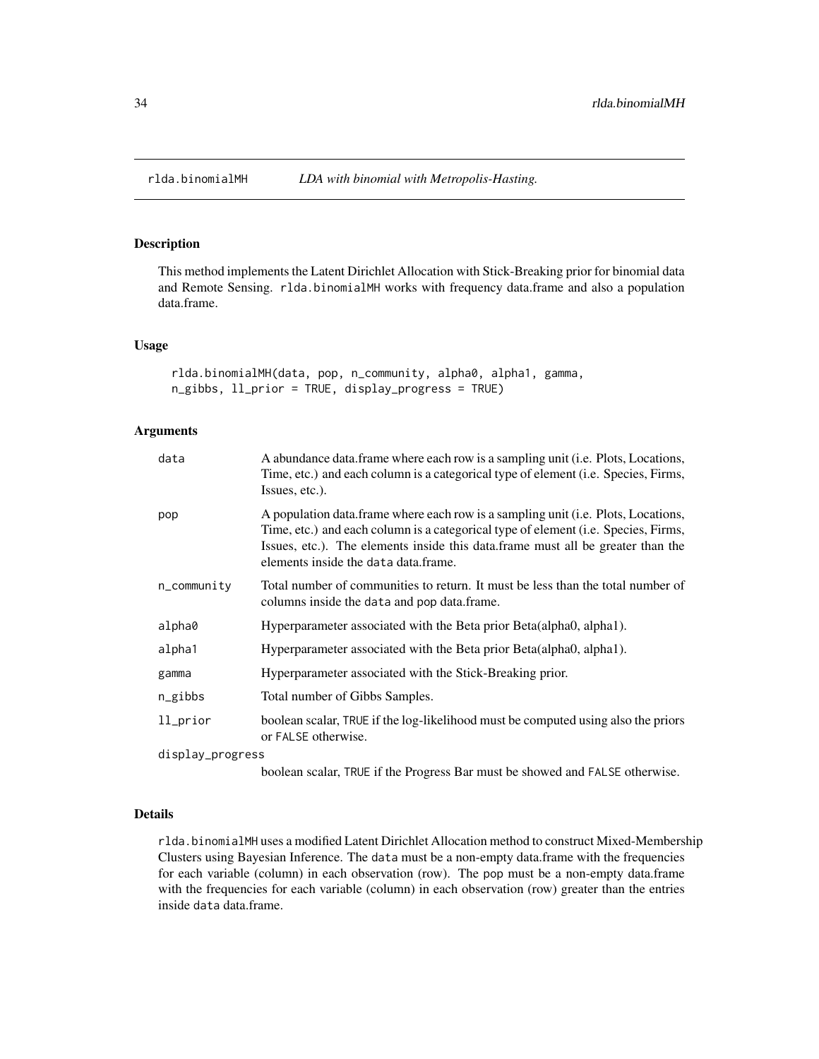rlda.binomialMH *LDA with binomial with Metropolis-Hasting.*

## Description

This method implements the Latent Dirichlet Allocation with Stick-Breaking prior for binomial data and Remote Sensing. `rlda.binomialMH` works with frequency data.frame and also a population data.frame.

## Usage

```
rlda.binomialMH(data, pop, n_community, alpha0, alpha1, gamma,
n_gibbs, ll_prior = TRUE, display_progress = TRUE)
```

## Arguments

| | |
|---|---|
| `data` | A abundance data.frame where each row is a sampling unit (i.e. Plots, Locations, Time, etc.) and each column is a categorical type of element (i.e. Species, Firms, Issues, etc.). |
| `pop` | A population data.frame where each row is a sampling unit (i.e. Plots, Locations, Time, etc.) and each column is a categorical type of element (i.e. Species, Firms, Issues, etc.). The elements inside this data.frame must all be greater than the elements inside the `data` data.frame. |
| `n_community` | Total number of communities to return. It must be less than the total number of columns inside the `data` and `pop` data.frame. |
| `alpha0` | Hyperparameter associated with the Beta prior Beta(alpha0, alpha1). |
| `alpha1` | Hyperparameter associated with the Beta prior Beta(alpha0, alpha1). |
| `gamma` | Hyperparameter associated with the Stick-Breaking prior. |
| `n_gibbs` | Total number of Gibbs Samples. |
| `ll_prior` | boolean scalar, `TRUE` if the log-likelihood must be computed using also the priors or `FALSE` otherwise. |
| `display_progress` | boolean scalar, `TRUE` if the Progress Bar must be showed and `FALSE` otherwise. |

## Details

`rlda.binomialMH` uses a modified Latent Dirichlet Allocation method to construct Mixed-Membership Clusters using Bayesian Inference. The `data` must be a non-empty data.frame with the frequencies for each variable (column) in each observation (row). The `pop` must be a non-empty data.frame with the frequencies for each variable (column) in each observation (row) greater than the entries inside `data` data.frame.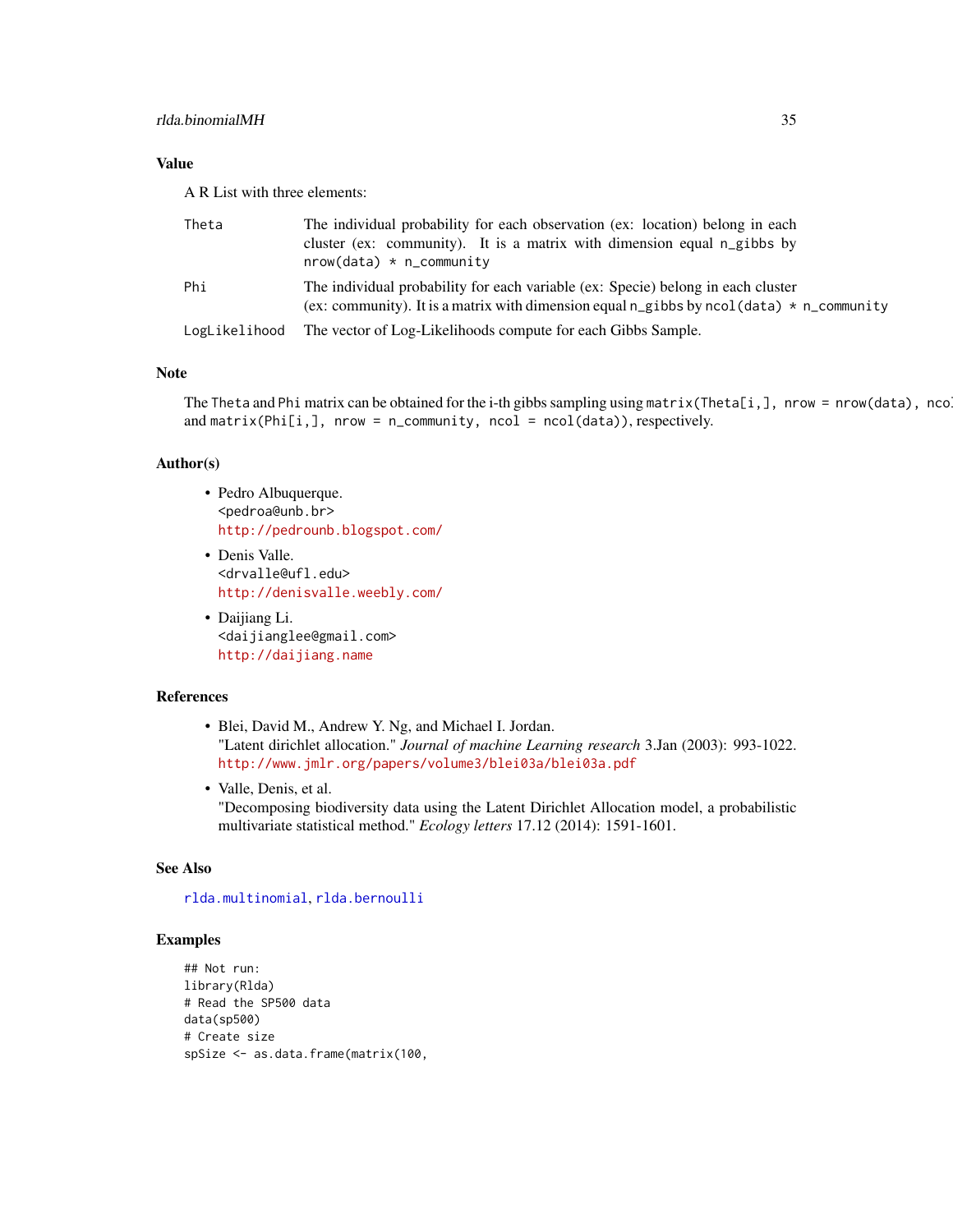## Value

A R List with three elements:

| | |
|---|---|
| Theta | The individual probability for each observation (ex: location) belong in each cluster (ex: community). It is a matrix with dimension equal n_gibbs by nrow(data) * n_community |
| Phi | The individual probability for each variable (ex: Specie) belong in each cluster (ex: community). It is a matrix with dimension equal n_gibbs by ncol(data) * n_community |
| LogLikelihood | The vector of Log-Likelihoods compute for each Gibbs Sample. |

## Note

The Theta and Phi matrix can be obtained for the i-th gibbs sampling using matrix(Theta[i,], nrow = nrow(data), ncol and matrix(Phi[i,], nrow = n_community, ncol = ncol(data)), respectively.

## Author(s)

- Pedro Albuquerque.
  <pedroa@unb.br>
  http://pedrounb.blogspot.com/
- Denis Valle.
  <drvalle@ufl.edu>
  http://denisvalle.weebly.com/
- Daijiang Li.
  <daijianglee@gmail.com>
  http://daijiang.name

## References

- Blei, David M., Andrew Y. Ng, and Michael I. Jordan.
  "Latent dirichlet allocation." *Journal of machine Learning research* 3.Jan (2003): 993-1022.
  http://www.jmlr.org/papers/volume3/blei03a/blei03a.pdf
- Valle, Denis, et al.
  "Decomposing biodiversity data using the Latent Dirichlet Allocation model, a probabilistic multivariate statistical method." *Ecology letters* 17.12 (2014): 1591-1601.

## See Also

rlda.multinomial, rlda.bernoulli

## Examples

```
## Not run:
library(Rlda)
# Read the SP500 data
data(sp500)
# Create size
spSize <- as.data.frame(matrix(100,
```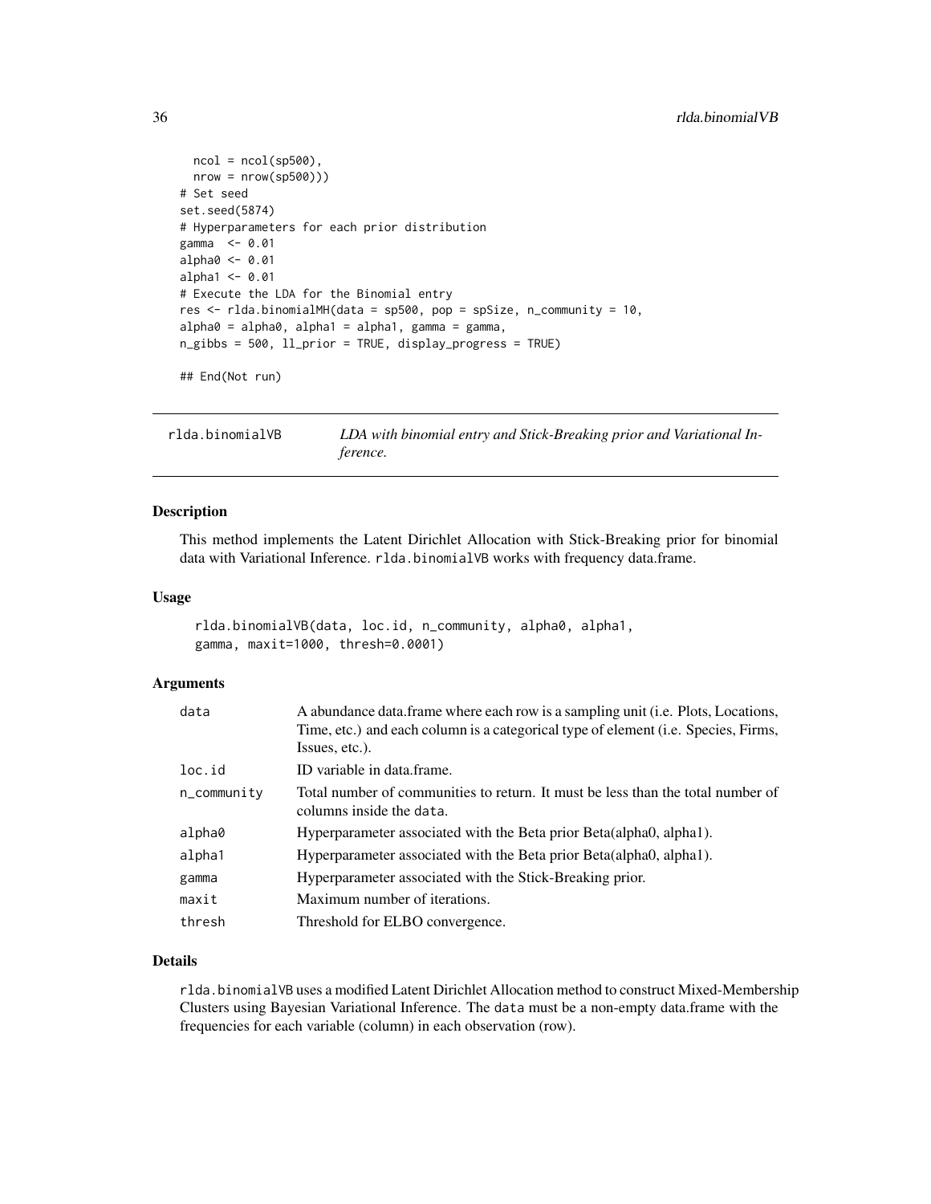```
  ncol = ncol(sp500),
  nrow = nrow(sp500)))
# Set seed
set.seed(5874)
# Hyperparameters for each prior distribution
gamma  <- 0.01
alpha0 <- 0.01
alpha1 <- 0.01
# Execute the LDA for the Binomial entry
res <- rlda.binomialMH(data = sp500, pop = spSize, n_community = 10,
alpha0 = alpha0, alpha1 = alpha1, gamma = gamma,
n_gibbs = 500, ll_prior = TRUE, display_progress = TRUE)

## End(Not run)
```

## rlda.binomialVB — *LDA with binomial entry and Stick-Breaking prior and Variational Inference.*

### Description

This method implements the Latent Dirichlet Allocation with Stick-Breaking prior for binomial data with Variational Inference. `rlda.binomialVB` works with frequency data.frame.

### Usage

```
rlda.binomialVB(data, loc.id, n_community, alpha0, alpha1,
gamma, maxit=1000, thresh=0.0001)
```

### Arguments

| | |
|---|---|
| `data` | A abundance data.frame where each row is a sampling unit (i.e. Plots, Locations, Time, etc.) and each column is a categorical type of element (i.e. Species, Firms, Issues, etc.). |
| `loc.id` | ID variable in data.frame. |
| `n_community` | Total number of communities to return. It must be less than the total number of columns inside the `data`. |
| `alpha0` | Hyperparameter associated with the Beta prior Beta(alpha0, alpha1). |
| `alpha1` | Hyperparameter associated with the Beta prior Beta(alpha0, alpha1). |
| `gamma` | Hyperparameter associated with the Stick-Breaking prior. |
| `maxit` | Maximum number of iterations. |
| `thresh` | Threshold for ELBO convergence. |

### Details

`rlda.binomialVB` uses a modified Latent Dirichlet Allocation method to construct Mixed-Membership Clusters using Bayesian Variational Inference. The `data` must be a non-empty data.frame with the frequencies for each variable (column) in each observation (row).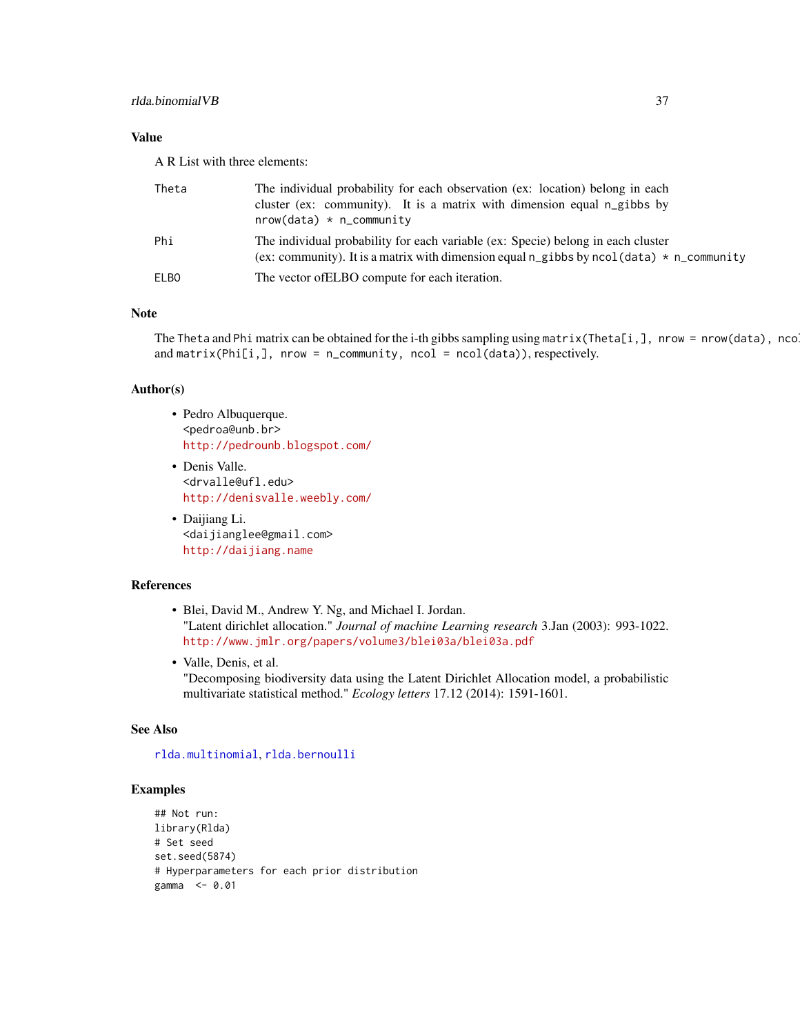## Value

A R List with three elements:

- `Theta`: The individual probability for each observation (ex: location) belong in each cluster (ex: community). It is a matrix with dimension equal `n_gibbs` by `nrow(data) * n_community`
- `Phi`: The individual probability for each variable (ex: Specie) belong in each cluster (ex: community). It is a matrix with dimension equal `n_gibbs` by `ncol(data) * n_community`
- `ELBO`: The vector ofELBO compute for each iteration.

## Note

The `Theta` and `Phi` matrix can be obtained for the i-th gibbs sampling using `matrix(Theta[i,], nrow = nrow(data), ncol` and `matrix(Phi[i,], nrow = n_community, ncol = ncol(data))`, respectively.

## Author(s)

- Pedro Albuquerque.
  `<pedroa@unb.br>`
  http://pedrounb.blogspot.com/
- Denis Valle.
  `<drvalle@ufl.edu>`
  http://denisvalle.weebly.com/
- Daijiang Li.
  `<daijianglee@gmail.com>`
  http://daijiang.name

## References

- Blei, David M., Andrew Y. Ng, and Michael I. Jordan.
  "Latent dirichlet allocation." *Journal of machine Learning research* 3.Jan (2003): 993-1022.
  http://www.jmlr.org/papers/volume3/blei03a/blei03a.pdf
- Valle, Denis, et al.
  "Decomposing biodiversity data using the Latent Dirichlet Allocation model, a probabilistic multivariate statistical method." *Ecology letters* 17.12 (2014): 1591-1601.

## See Also

`rlda.multinomial`, `rlda.bernoulli`

## Examples

```
## Not run:
library(Rlda)
# Set seed
set.seed(5874)
# Hyperparameters for each prior distribution
gamma  <- 0.01
```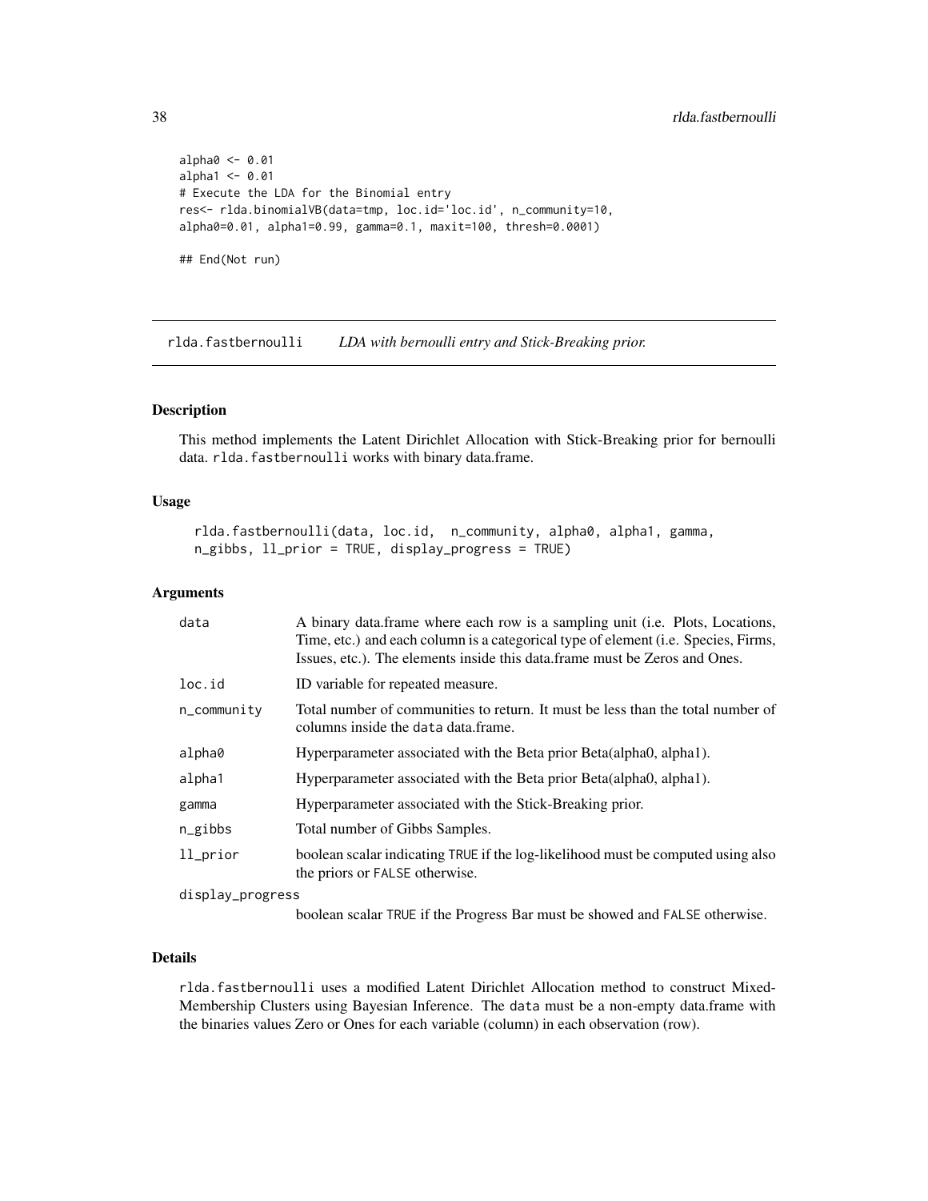```
alpha0 <- 0.01
alpha1 <- 0.01
# Execute the LDA for the Binomial entry
res<- rlda.binomialVB(data=tmp, loc.id='loc.id', n_community=10,
alpha0=0.01, alpha1=0.99, gamma=0.1, maxit=100, thresh=0.0001)

## End(Not run)
```

---

## rlda.fastbernoulli *LDA with bernoulli entry and Stick-Breaking prior.*

---

### Description

This method implements the Latent Dirichlet Allocation with Stick-Breaking prior for bernoulli data. `rlda.fastbernoulli` works with binary data.frame.

### Usage

```
rlda.fastbernoulli(data, loc.id,  n_community, alpha0, alpha1, gamma,
n_gibbs, ll_prior = TRUE, display_progress = TRUE)
```

### Arguments

| | |
|---|---|
| `data` | A binary data.frame where each row is a sampling unit (i.e. Plots, Locations, Time, etc.) and each column is a categorical type of element (i.e. Species, Firms, Issues, etc.). The elements inside this data.frame must be Zeros and Ones. |
| `loc.id` | ID variable for repeated measure. |
| `n_community` | Total number of communities to return. It must be less than the total number of columns inside the `data` data.frame. |
| `alpha0` | Hyperparameter associated with the Beta prior Beta(alpha0, alpha1). |
| `alpha1` | Hyperparameter associated with the Beta prior Beta(alpha0, alpha1). |
| `gamma` | Hyperparameter associated with the Stick-Breaking prior. |
| `n_gibbs` | Total number of Gibbs Samples. |
| `ll_prior` | boolean scalar indicating `TRUE` if the log-likelihood must be computed using also the priors or `FALSE` otherwise. |
| `display_progress` | boolean scalar `TRUE` if the Progress Bar must be showed and `FALSE` otherwise. |

### Details

`rlda.fastbernoulli` uses a modified Latent Dirichlet Allocation method to construct Mixed-Membership Clusters using Bayesian Inference. The `data` must be a non-empty data.frame with the binaries values Zero or Ones for each variable (column) in each observation (row).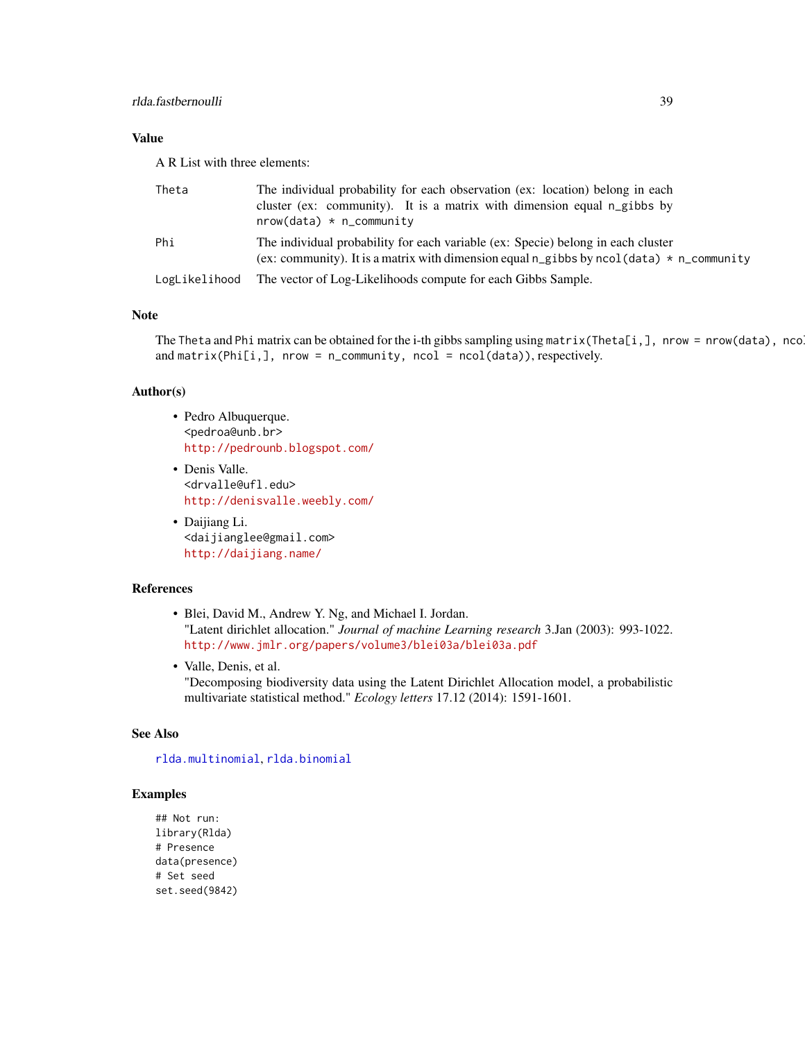### Value

A R List with three elements:

| | |
|---|---|
| Theta | The individual probability for each observation (ex: location) belong in each cluster (ex: community). It is a matrix with dimension equal n_gibbs by nrow(data) * n_community |
| Phi | The individual probability for each variable (ex: Specie) belong in each cluster (ex: community). It is a matrix with dimension equal n_gibbs by ncol(data) * n_community |
| LogLikelihood | The vector of Log-Likelihoods compute for each Gibbs Sample. |

### Note

The Theta and Phi matrix can be obtained for the i-th gibbs sampling using matrix(Theta[i,], nrow = nrow(data), ncol and matrix(Phi[i,], nrow = n_community, ncol = ncol(data)), respectively.

### Author(s)

- Pedro Albuquerque.
  <pedroa@unb.br>
  http://pedrounb.blogspot.com/
- Denis Valle.
  <drvalle@ufl.edu>
  http://denisvalle.weebly.com/
- Daijiang Li.
  <daijianglee@gmail.com>
  http://daijiang.name/

### References

- Blei, David M., Andrew Y. Ng, and Michael I. Jordan.
  "Latent dirichlet allocation." *Journal of machine Learning research* 3.Jan (2003): 993-1022.
  http://www.jmlr.org/papers/volume3/blei03a/blei03a.pdf
- Valle, Denis, et al.
  "Decomposing biodiversity data using the Latent Dirichlet Allocation model, a probabilistic multivariate statistical method." *Ecology letters* 17.12 (2014): 1591-1601.

### See Also

rlda.multinomial, rlda.binomial

### Examples

```
## Not run:
library(Rlda)
# Presence
data(presence)
# Set seed
set.seed(9842)
```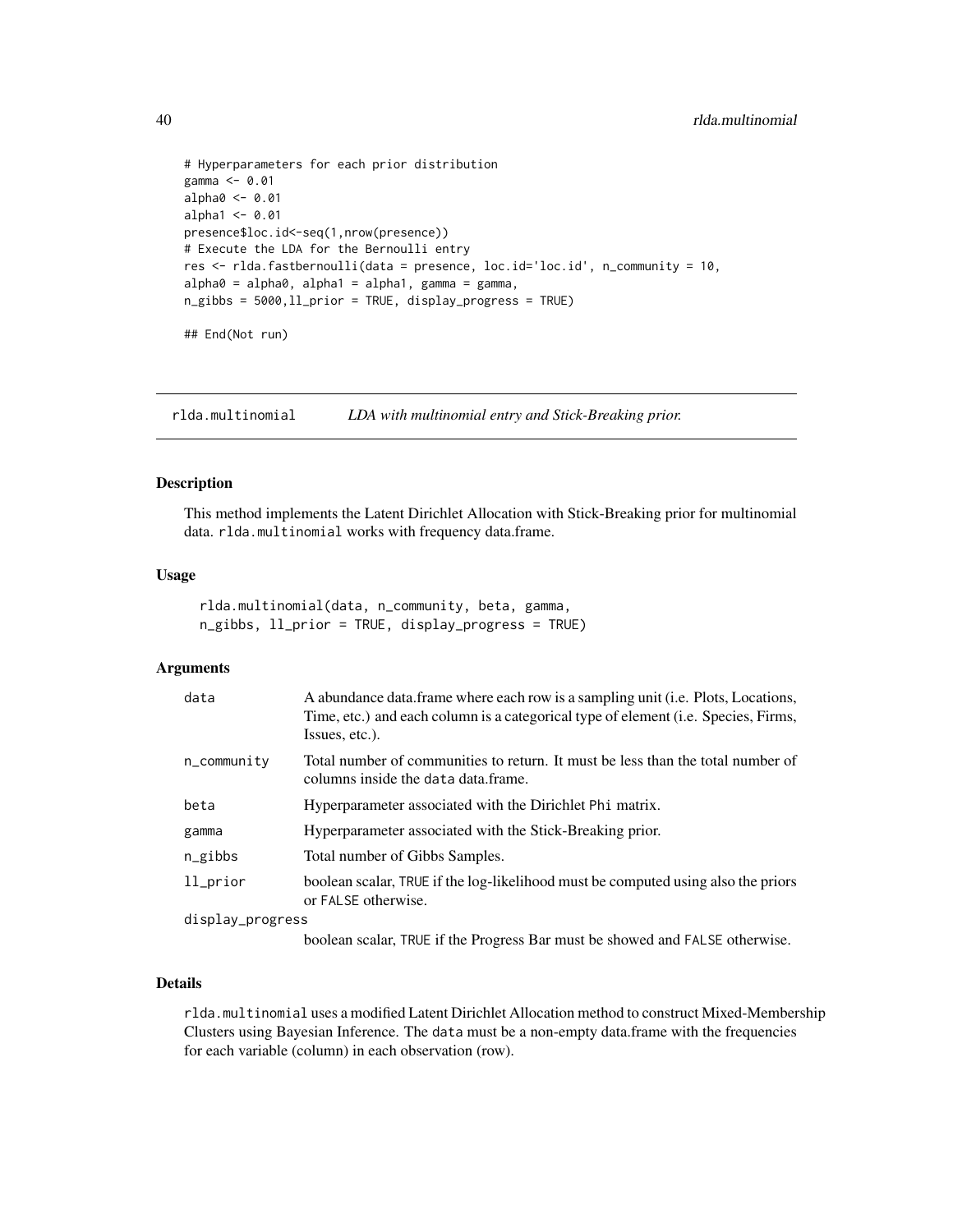```
# Hyperparameters for each prior distribution
gamma <- 0.01
alpha0 <- 0.01
alpha1 <- 0.01
presence$loc.id<-seq(1,nrow(presence))
# Execute the LDA for the Bernoulli entry
res <- rlda.fastbernoulli(data = presence, loc.id='loc.id', n_community = 10,
alpha0 = alpha0, alpha1 = alpha1, gamma = gamma,
n_gibbs = 5000,ll_prior = TRUE, display_progress = TRUE)

## End(Not run)
```

## rlda.multinomial *LDA with multinomial entry and Stick-Breaking prior.*

### Description

This method implements the Latent Dirichlet Allocation with Stick-Breaking prior for multinomial data. `rlda.multinomial` works with frequency data.frame.

### Usage

```
rlda.multinomial(data, n_community, beta, gamma,
n_gibbs, ll_prior = TRUE, display_progress = TRUE)
```

### Arguments

| | |
|---|---|
| data | A abundance data.frame where each row is a sampling unit (i.e. Plots, Locations, Time, etc.) and each column is a categorical type of element (i.e. Species, Firms, Issues, etc.). |
| n_community | Total number of communities to return. It must be less than the total number of columns inside the data data.frame. |
| beta | Hyperparameter associated with the Dirichlet Phi matrix. |
| gamma | Hyperparameter associated with the Stick-Breaking prior. |
| n_gibbs | Total number of Gibbs Samples. |
| ll_prior | boolean scalar, TRUE if the log-likelihood must be computed using also the priors or FALSE otherwise. |
| display_progress | boolean scalar, TRUE if the Progress Bar must be showed and FALSE otherwise. |

### Details

`rlda.multinomial` uses a modified Latent Dirichlet Allocation method to construct Mixed-Membership Clusters using Bayesian Inference. The data must be a non-empty data.frame with the frequencies for each variable (column) in each observation (row).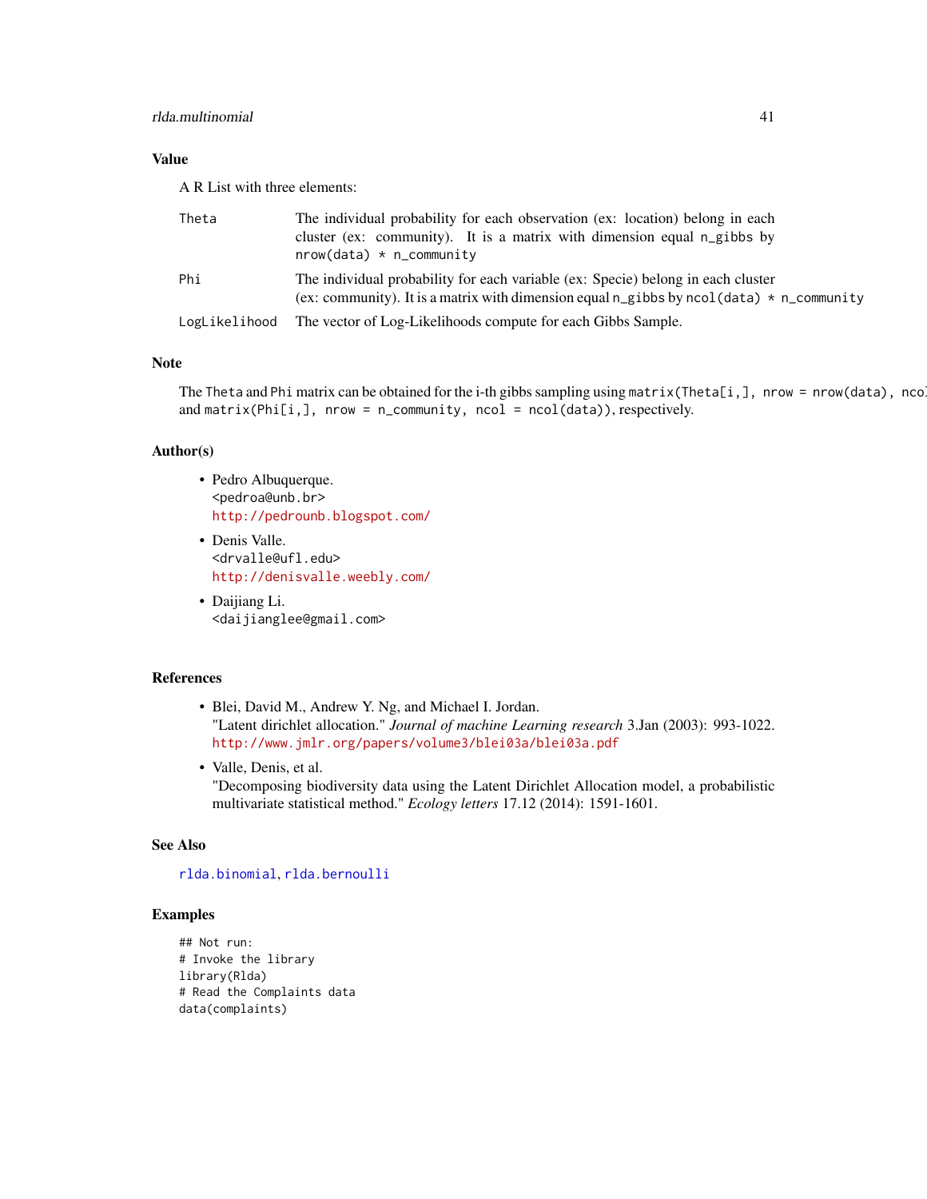### Value

A R List with three elements:

- `Theta` — The individual probability for each observation (ex: location) belong in each cluster (ex: community). It is a matrix with dimension equal `n_gibbs` by `nrow(data) * n_community`
- `Phi` — The individual probability for each variable (ex: Specie) belong in each cluster (ex: community). It is a matrix with dimension equal `n_gibbs` by `ncol(data) * n_community`
- `LogLikelihood` — The vector of Log-Likelihoods compute for each Gibbs Sample.

### Note

The `Theta` and `Phi` matrix can be obtained for the i-th gibbs sampling using `matrix(Theta[i,], nrow = nrow(data), ncol` and `matrix(Phi[i,], nrow = n_community, ncol = ncol(data))`, respectively.

### Author(s)

- Pedro Albuquerque.
  `<pedroa@unb.br>`
  http://pedrounb.blogspot.com/
- Denis Valle.
  `<drvalle@ufl.edu>`
  http://denisvalle.weebly.com/
- Daijiang Li.
  `<daijianglee@gmail.com>`

### References

- Blei, David M., Andrew Y. Ng, and Michael I. Jordan.
  "Latent dirichlet allocation." *Journal of machine Learning research* 3.Jan (2003): 993-1022.
  http://www.jmlr.org/papers/volume3/blei03a/blei03a.pdf
- Valle, Denis, et al.
  "Decomposing biodiversity data using the Latent Dirichlet Allocation model, a probabilistic multivariate statistical method." *Ecology letters* 17.12 (2014): 1591-1601.

### See Also

`rlda.binomial`, `rlda.bernoulli`

### Examples

```
## Not run:
# Invoke the library
library(Rlda)
# Read the Complaints data
data(complaints)
```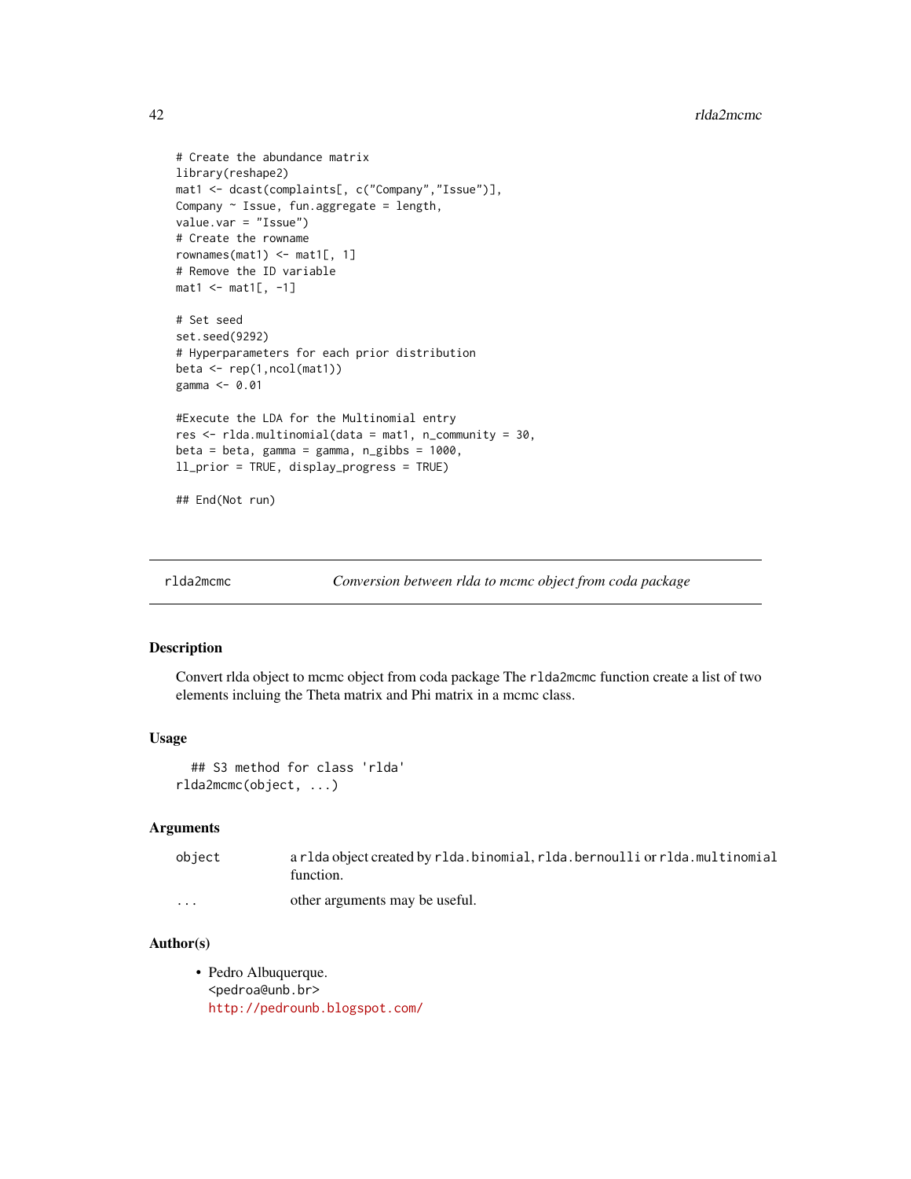```
# Create the abundance matrix
library(reshape2)
mat1 <- dcast(complaints[, c("Company","Issue")],
Company ~ Issue, fun.aggregate = length,
value.var = "Issue")
# Create the rowname
rownames(mat1) <- mat1[, 1]
# Remove the ID variable
mat1 <- mat1[, -1]

# Set seed
set.seed(9292)
# Hyperparameters for each prior distribution
beta <- rep(1,ncol(mat1))
gamma <- 0.01

#Execute the LDA for the Multinomial entry
res <- rlda.multinomial(data = mat1, n_community = 30,
beta = beta, gamma = gamma, n_gibbs = 1000,
ll_prior = TRUE, display_progress = TRUE)

## End(Not run)
```

---

`rlda2mcmc` *Conversion between rlda to mcmc object from coda package*

---

## Description

Convert rlda object to mcmc object from coda package The `rlda2mcmc` function create a list of two elements incluing the Theta matrix and Phi matrix in a mcmc class.

## Usage

```
## S3 method for class 'rlda'
rlda2mcmc(object, ...)
```

## Arguments

| | |
|---|---|
| `object` | a `rlda` object created by `rlda.binomial`, `rlda.bernoulli` or `rlda.multinomial` function. |
| `...` | other arguments may be useful. |

## Author(s)

- Pedro Albuquerque.
  <pedroa@unb.br>
  http://pedrounb.blogspot.com/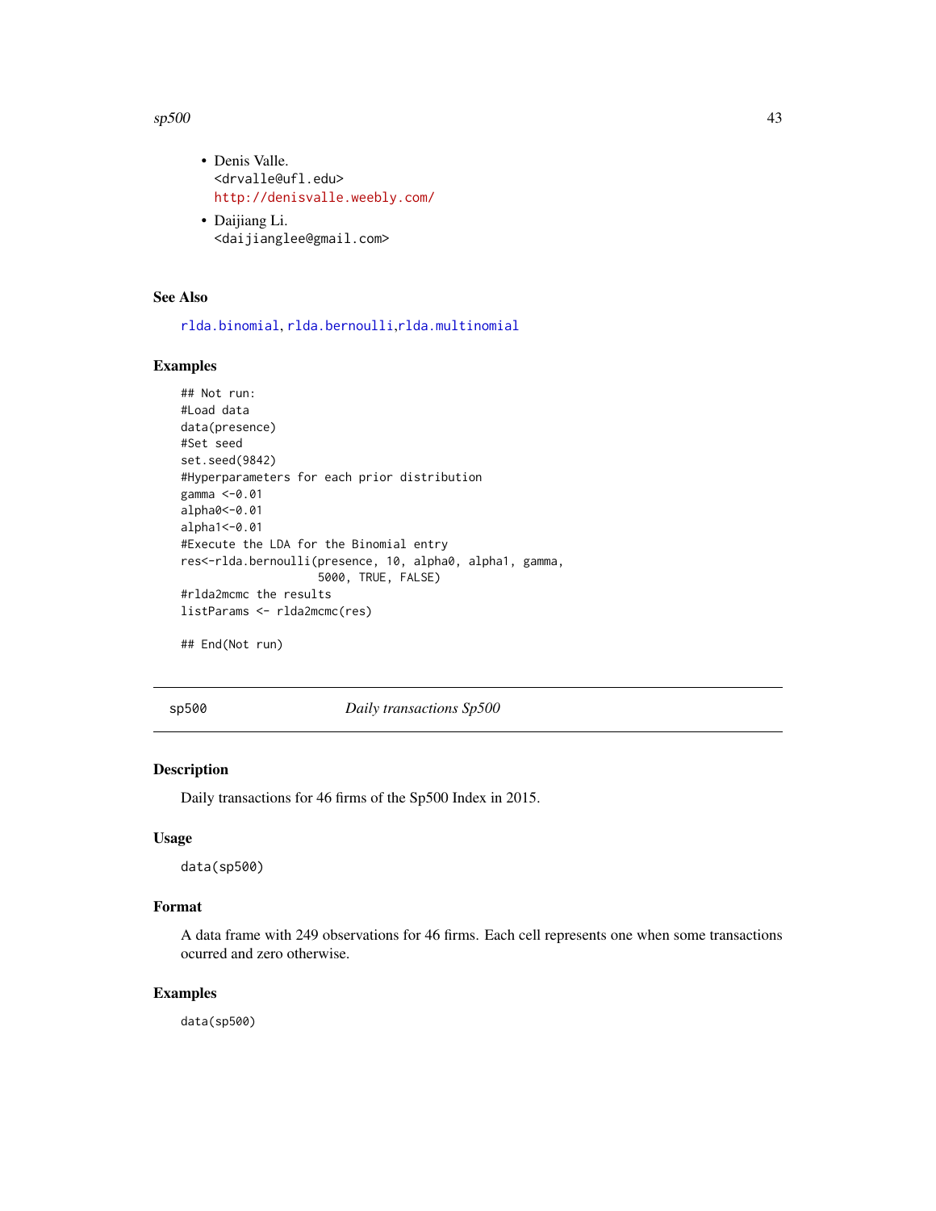- Denis Valle.
  <drvalle@ufl.edu>
  http://denisvalle.weebly.com/
- Daijiang Li.
  <daijianglee@gmail.com>

### See Also

rlda.binomial, rlda.bernoulli,rlda.multinomial

### Examples

```
## Not run:
#Load data
data(presence)
#Set seed
set.seed(9842)
#Hyperparameters for each prior distribution
gamma <-0.01
alpha0<-0.01
alpha1<-0.01
#Execute the LDA for the Binomial entry
res<-rlda.bernoulli(presence, 10, alpha0, alpha1, gamma,
                    5000, TRUE, FALSE)
#rlda2mcmc the results
listParams <- rlda2mcmc(res)

## End(Not run)
```

---

## sp500 &nbsp;&nbsp;&nbsp;&nbsp; *Daily transactions Sp500*

### Description

Daily transactions for 46 firms of the Sp500 Index in 2015.

### Usage

```
data(sp500)
```

### Format

A data frame with 249 observations for 46 firms. Each cell represents one when some transactions ocurred and zero otherwise.

### Examples

```
data(sp500)
```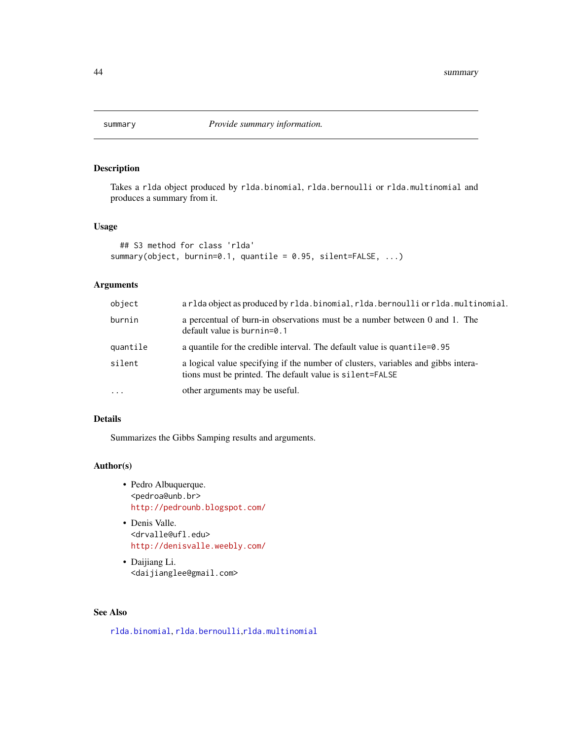## summary — *Provide summary information.*

### Description

Takes a `rlda` object produced by `rlda.binomial`, `rlda.bernoulli` or `rlda.multinomial` and produces a summary from it.

### Usage

```
## S3 method for class 'rlda'
summary(object, burnin=0.1, quantile = 0.95, silent=FALSE, ...)
```

### Arguments

| | |
|---|---|
| `object` | a `rlda` object as produced by `rlda.binomial`, `rlda.bernoulli` or `rlda.multinomial`. |
| `burnin` | a percentual of burn-in observations must be a number between 0 and 1. The default value is `burnin=0.1` |
| `quantile` | a quantile for the credible interval. The default value is `quantile=0.95` |
| `silent` | a logical value specifying if the number of clusters, variables and gibbs interations must be printed. The default value is `silent=FALSE` |
| `...` | other arguments may be useful. |

### Details

Summarizes the Gibbs Samping results and arguments.

### Author(s)

- Pedro Albuquerque.
  <pedroa@unb.br>
  http://pedrounb.blogspot.com/
- Denis Valle.
  <drvalle@ufl.edu>
  http://denisvalle.weebly.com/
- Daijiang Li.
  <daijianglee@gmail.com>

### See Also

`rlda.binomial`, `rlda.bernoulli`,`rlda.multinomial`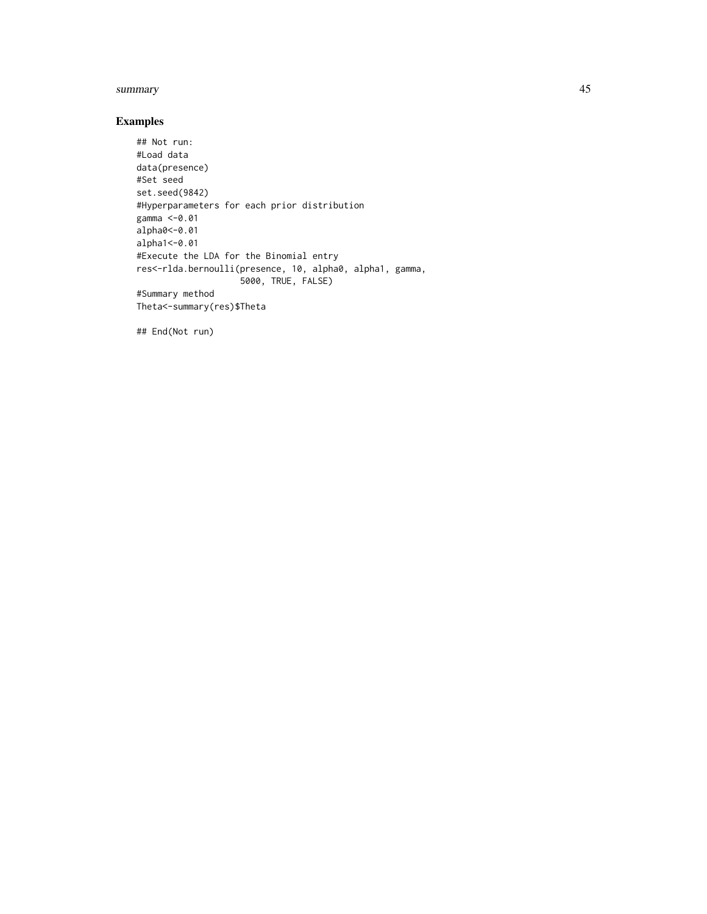## Examples

```
## Not run:
#Load data
data(presence)
#Set seed
set.seed(9842)
#Hyperparameters for each prior distribution
gamma <-0.01
alpha0<-0.01
alpha1<-0.01
#Execute the LDA for the Binomial entry
res<-rlda.bernoulli(presence, 10, alpha0, alpha1, gamma,
                    5000, TRUE, FALSE)
#Summary method
Theta<-summary(res)$Theta

## End(Not run)
```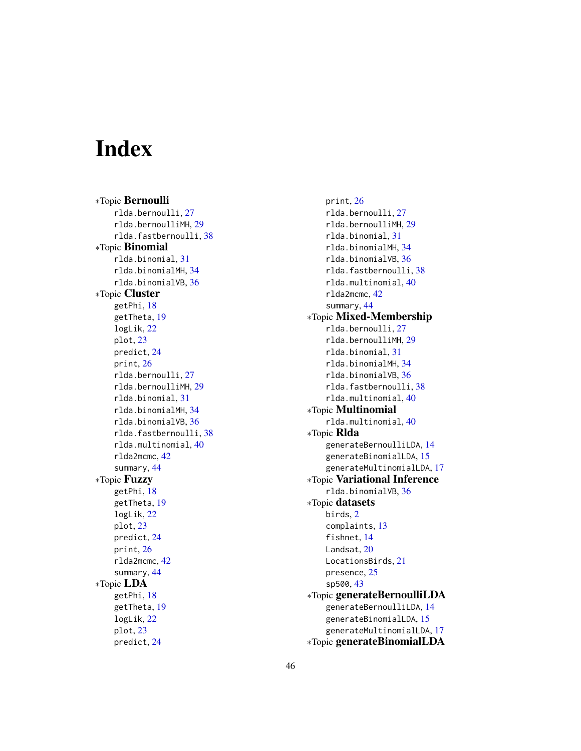# Index

∗Topic **Bernoulli**
- rlda.bernoulli, 27
- rlda.bernoulliMH, 29
- rlda.fastbernoulli, 38

∗Topic **Binomial**
- rlda.binomial, 31
- rlda.binomialMH, 34
- rlda.binomialVB, 36

∗Topic **Cluster**
- getPhi, 18
- getTheta, 19
- logLik, 22
- plot, 23
- predict, 24
- print, 26
- rlda.bernoulli, 27
- rlda.bernoulliMH, 29
- rlda.binomial, 31
- rlda.binomialMH, 34
- rlda.binomialVB, 36
- rlda.fastbernoulli, 38
- rlda.multinomial, 40
- rlda2mcmc, 42
- summary, 44

∗Topic **Fuzzy**
- getPhi, 18
- getTheta, 19
- logLik, 22
- plot, 23
- predict, 24
- print, 26
- rlda2mcmc, 42
- summary, 44

∗Topic **LDA**
- getPhi, 18
- getTheta, 19
- logLik, 22
- plot, 23
- predict, 24
- print, 26
- rlda.bernoulli, 27
- rlda.bernoulliMH, 29
- rlda.binomial, 31
- rlda.binomialMH, 34
- rlda.binomialVB, 36
- rlda.fastbernoulli, 38
- rlda.multinomial, 40
- rlda2mcmc, 42
- summary, 44

∗Topic **Mixed-Membership**
- rlda.bernoulli, 27
- rlda.bernoulliMH, 29
- rlda.binomial, 31
- rlda.binomialMH, 34
- rlda.binomialVB, 36
- rlda.fastbernoulli, 38
- rlda.multinomial, 40

∗Topic **Multinomial**
- rlda.multinomial, 40

∗Topic **Rlda**
- generateBernoulliLDA, 14
- generateBinomialLDA, 15
- generateMultinomialLDA, 17

∗Topic **Variational Inference**
- rlda.binomialVB, 36

∗Topic **datasets**
- birds, 2
- complaints, 13
- fishnet, 14
- Landsat, 20
- LocationsBirds, 21
- presence, 25
- sp500, 43

∗Topic **generateBernoulliLDA**
- generateBernoulliLDA, 14
- generateBinomialLDA, 15
- generateMultinomialLDA, 17

∗Topic **generateBinomialLDA**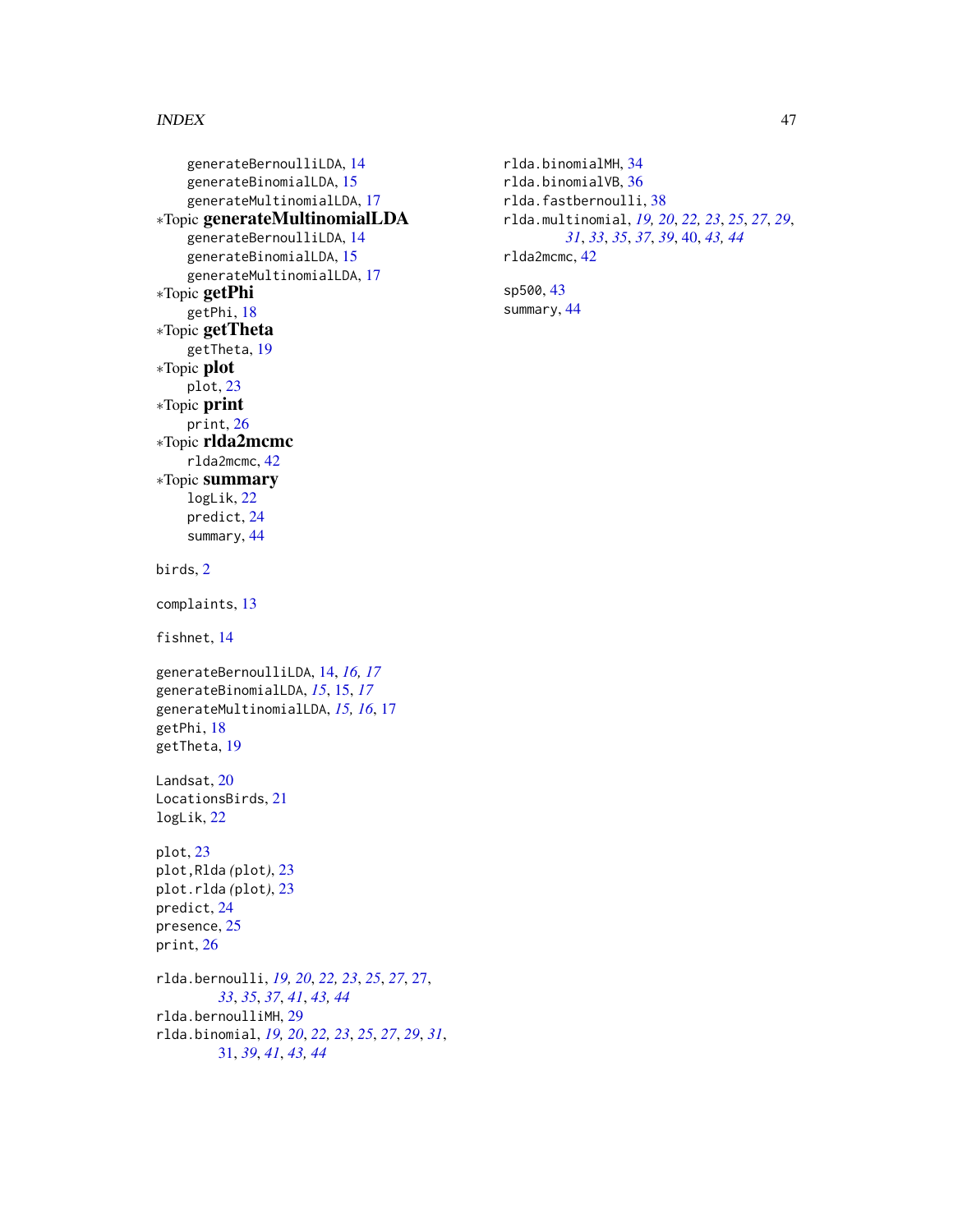generateBernoulliLDA, 14
generateBinomialLDA, 15
generateMultinomialLDA, 17

*Topic **generateMultinomialLDA**
generateBernoulliLDA, 14
generateBinomialLDA, 15
generateMultinomialLDA, 17

*Topic **getPhi**
getPhi, 18

*Topic **getTheta**
getTheta, 19

*Topic **plot**
plot, 23

*Topic **print**
print, 26

*Topic **rlda2mcmc**
rlda2mcmc, 42

*Topic **summary**
logLik, 22
predict, 24
summary, 44

birds, 2

complaints, 13

fishnet, 14

generateBernoulliLDA, 14, *16, 17*
generateBinomialLDA, *15*, 15, *17*
generateMultinomialLDA, *15, 16*, 17
getPhi, 18
getTheta, 19

Landsat, 20
LocationsBirds, 21
logLik, 22

plot, 23
plot,Rlda *(*plot*)*, 23
plot.rlda *(*plot*)*, 23
predict, 24
presence, 25
print, 26

rlda.bernoulli, *19, 20*, *22, 23*, *25*, *27*, 27, *33*, *35*, *37*, *41*, *43, 44*
rlda.bernoulliMH, 29
rlda.binomial, *19, 20*, *22, 23*, *25*, *27*, *29*, *31*, 31, *39*, *41*, *43, 44*
rlda.binomialMH, 34
rlda.binomialVB, 36
rlda.fastbernoulli, 38
rlda.multinomial, *19, 20*, *22, 23*, *25*, *27*, *29*, *31*, *33*, *35*, *37*, *39*, 40, *43, 44*
rlda2mcmc, 42

sp500, 43
summary, 44